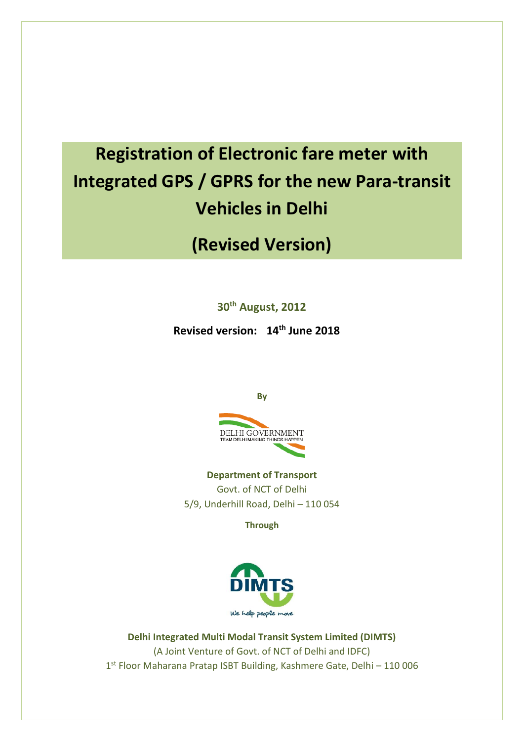# Registration of Electronic fare meter with Integrated GPS / GPRS for the new Para-transit Vehicles in Delhi

# (Revised Version)

**30th August, 2012**

**Revised version: 14th June 2018**

**By**

DELHI GOVERNMENT
TEAM DELHI MAKING THINGS HAPPEN

**Department of Transport**
Govt. of NCT of Delhi
5/9, Underhill Road, Delhi – 110 054

**Through**

DIMTS
We help people move

**Delhi Integrated Multi Modal Transit System Limited (DIMTS)**
(A Joint Venture of Govt. of NCT of Delhi and IDFC)
1st Floor Maharana Pratap ISBT Building, Kashmere Gate, Delhi – 110 006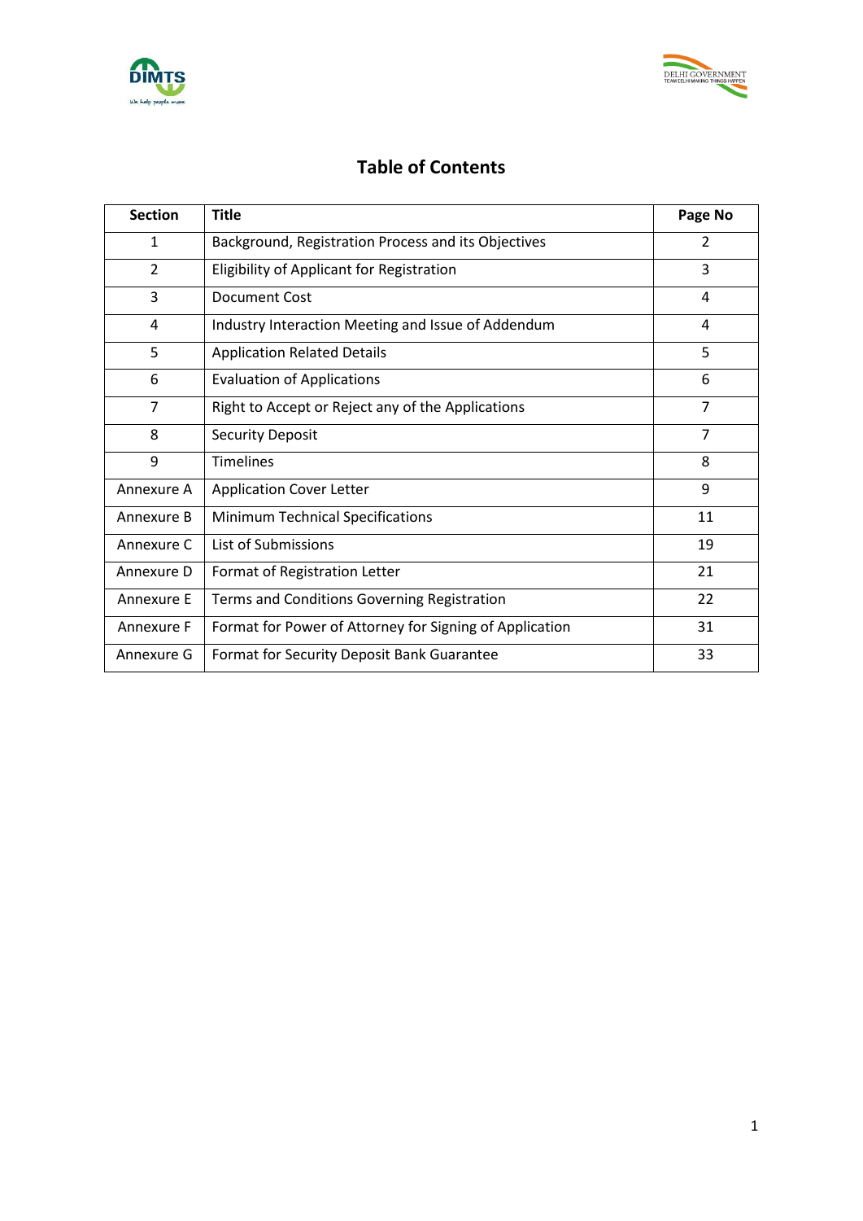# Table of Contents

| Section | Title | Page No |
|---|---|---|
| 1 | Background, Registration Process and its Objectives | 2 |
| 2 | Eligibility of Applicant for Registration | 3 |
| 3 | Document Cost | 4 |
| 4 | Industry Interaction Meeting and Issue of Addendum | 4 |
| 5 | Application Related Details | 5 |
| 6 | Evaluation of Applications | 6 |
| 7 | Right to Accept or Reject any of the Applications | 7 |
| 8 | Security Deposit | 7 |
| 9 | Timelines | 8 |
| Annexure A | Application Cover Letter | 9 |
| Annexure B | Minimum Technical Specifications | 11 |
| Annexure C | List of Submissions | 19 |
| Annexure D | Format of Registration Letter | 21 |
| Annexure E | Terms and Conditions Governing Registration | 22 |
| Annexure F | Format for Power of Attorney for Signing of Application | 31 |
| Annexure G | Format for Security Deposit Bank Guarantee | 33 |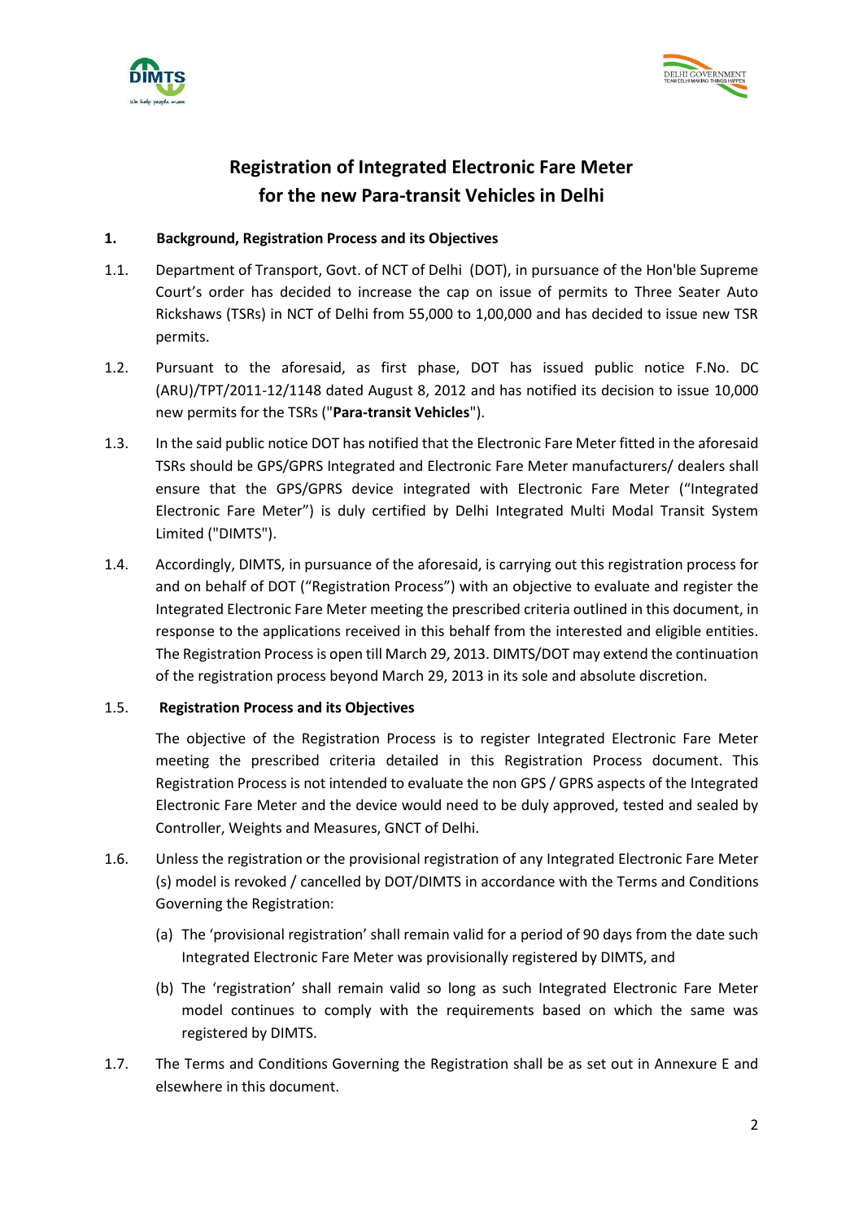# Registration of Integrated Electronic Fare Meter for the new Para-transit Vehicles in Delhi

## 1. Background, Registration Process and its Objectives

1.1. Department of Transport, Govt. of NCT of Delhi (DOT), in pursuance of the Hon'ble Supreme Court's order has decided to increase the cap on issue of permits to Three Seater Auto Rickshaws (TSRs) in NCT of Delhi from 55,000 to 1,00,000 and has decided to issue new TSR permits.

1.2. Pursuant to the aforesaid, as first phase, DOT has issued public notice F.No. DC (ARU)/TPT/2011-12/1148 dated August 8, 2012 and has notified its decision to issue 10,000 new permits for the TSRs ("**Para-transit Vehicles**").

1.3. In the said public notice DOT has notified that the Electronic Fare Meter fitted in the aforesaid TSRs should be GPS/GPRS Integrated and Electronic Fare Meter manufacturers/ dealers shall ensure that the GPS/GPRS device integrated with Electronic Fare Meter ("Integrated Electronic Fare Meter") is duly certified by Delhi Integrated Multi Modal Transit System Limited ("DIMTS").

1.4. Accordingly, DIMTS, in pursuance of the aforesaid, is carrying out this registration process for and on behalf of DOT ("Registration Process") with an objective to evaluate and register the Integrated Electronic Fare Meter meeting the prescribed criteria outlined in this document, in response to the applications received in this behalf from the interested and eligible entities. The Registration Process is open till March 29, 2013. DIMTS/DOT may extend the continuation of the registration process beyond March 29, 2013 in its sole and absolute discretion.

### 1.5. Registration Process and its Objectives

The objective of the Registration Process is to register Integrated Electronic Fare Meter meeting the prescribed criteria detailed in this Registration Process document. This Registration Process is not intended to evaluate the non GPS / GPRS aspects of the Integrated Electronic Fare Meter and the device would need to be duly approved, tested and sealed by Controller, Weights and Measures, GNCT of Delhi.

1.6. Unless the registration or the provisional registration of any Integrated Electronic Fare Meter (s) model is revoked / cancelled by DOT/DIMTS in accordance with the Terms and Conditions Governing the Registration:

(a) The 'provisional registration' shall remain valid for a period of 90 days from the date such Integrated Electronic Fare Meter was provisionally registered by DIMTS, and

(b) The 'registration' shall remain valid so long as such Integrated Electronic Fare Meter model continues to comply with the requirements based on which the same was registered by DIMTS.

1.7. The Terms and Conditions Governing the Registration shall be as set out in Annexure E and elsewhere in this document.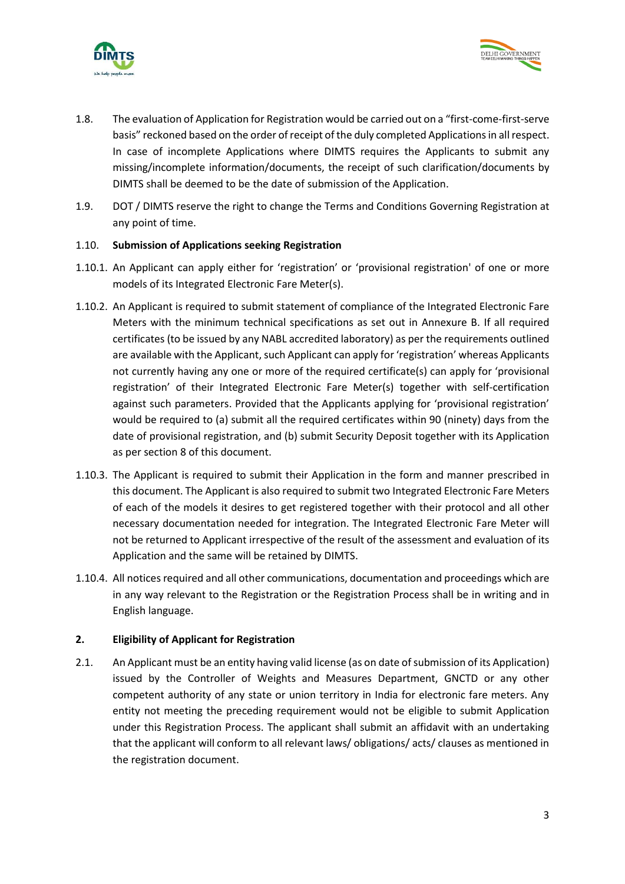1.8. The evaluation of Application for Registration would be carried out on a "first-come-first-serve basis" reckoned based on the order of receipt of the duly completed Applications in all respect. In case of incomplete Applications where DIMTS requires the Applicants to submit any missing/incomplete information/documents, the receipt of such clarification/documents by DIMTS shall be deemed to be the date of submission of the Application.

1.9. DOT / DIMTS reserve the right to change the Terms and Conditions Governing Registration at any point of time.

1.10. **Submission of Applications seeking Registration**

1.10.1. An Applicant can apply either for 'registration' or 'provisional registration' of one or more models of its Integrated Electronic Fare Meter(s).

1.10.2. An Applicant is required to submit statement of compliance of the Integrated Electronic Fare Meters with the minimum technical specifications as set out in Annexure B. If all required certificates (to be issued by any NABL accredited laboratory) as per the requirements outlined are available with the Applicant, such Applicant can apply for 'registration' whereas Applicants not currently having any one or more of the required certificate(s) can apply for 'provisional registration' of their Integrated Electronic Fare Meter(s) together with self-certification against such parameters. Provided that the Applicants applying for 'provisional registration' would be required to (a) submit all the required certificates within 90 (ninety) days from the date of provisional registration, and (b) submit Security Deposit together with its Application as per section 8 of this document.

1.10.3. The Applicant is required to submit their Application in the form and manner prescribed in this document. The Applicant is also required to submit two Integrated Electronic Fare Meters of each of the models it desires to get registered together with their protocol and all other necessary documentation needed for integration. The Integrated Electronic Fare Meter will not be returned to Applicant irrespective of the result of the assessment and evaluation of its Application and the same will be retained by DIMTS.

1.10.4. All notices required and all other communications, documentation and proceedings which are in any way relevant to the Registration or the Registration Process shall be in writing and in English language.

## 2. Eligibility of Applicant for Registration

2.1. An Applicant must be an entity having valid license (as on date of submission of its Application) issued by the Controller of Weights and Measures Department, GNCTD or any other competent authority of any state or union territory in India for electronic fare meters. Any entity not meeting the preceding requirement would not be eligible to submit Application under this Registration Process. The applicant shall submit an affidavit with an undertaking that the applicant will conform to all relevant laws/ obligations/ acts/ clauses as mentioned in the registration document.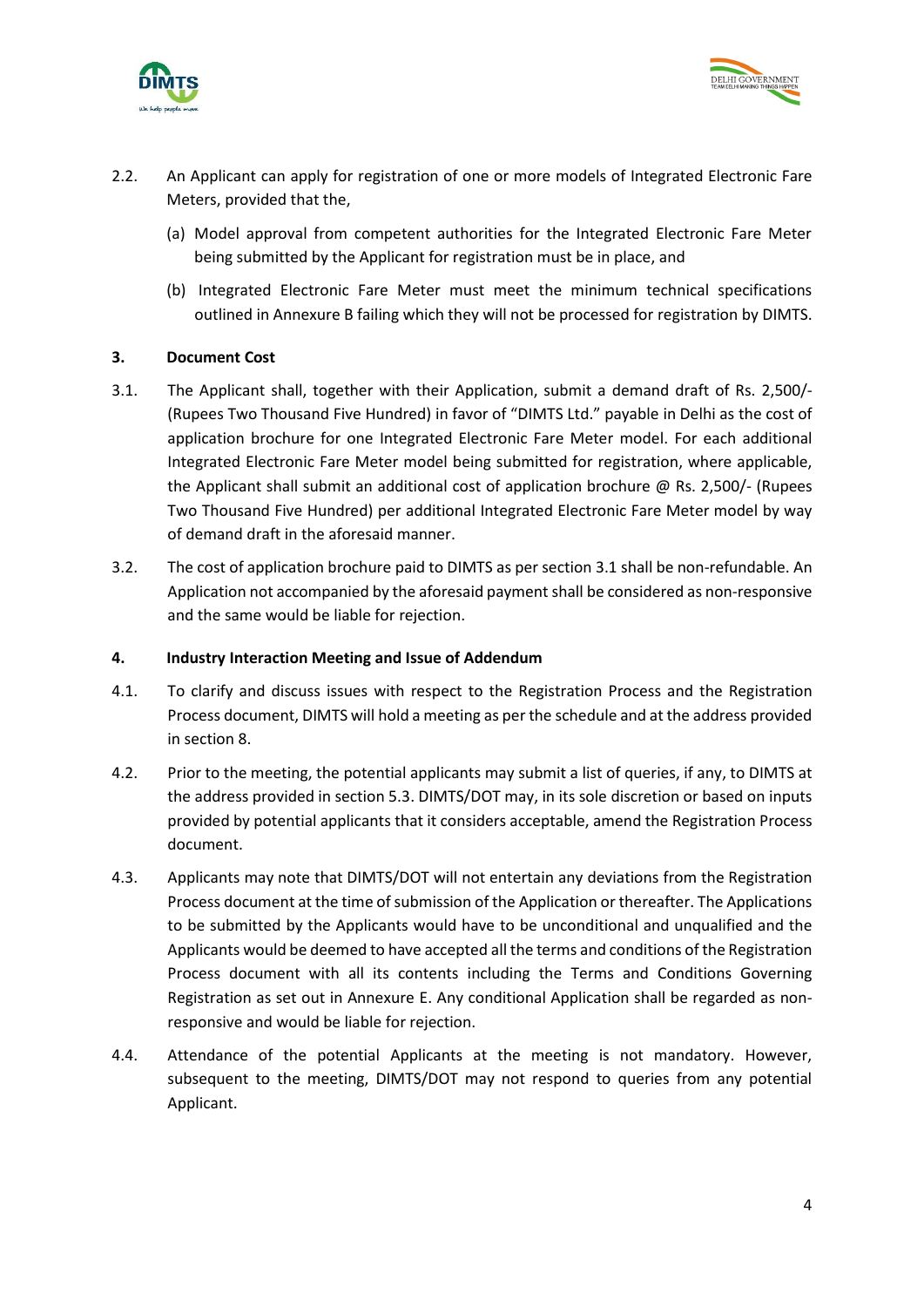2.2. An Applicant can apply for registration of one or more models of Integrated Electronic Fare Meters, provided that the,

(a) Model approval from competent authorities for the Integrated Electronic Fare Meter being submitted by the Applicant for registration must be in place, and

(b) Integrated Electronic Fare Meter must meet the minimum technical specifications outlined in Annexure B failing which they will not be processed for registration by DIMTS.

## 3. Document Cost

3.1. The Applicant shall, together with their Application, submit a demand draft of Rs. 2,500/- (Rupees Two Thousand Five Hundred) in favor of "DIMTS Ltd." payable in Delhi as the cost of application brochure for one Integrated Electronic Fare Meter model. For each additional Integrated Electronic Fare Meter model being submitted for registration, where applicable, the Applicant shall submit an additional cost of application brochure @ Rs. 2,500/- (Rupees Two Thousand Five Hundred) per additional Integrated Electronic Fare Meter model by way of demand draft in the aforesaid manner.

3.2. The cost of application brochure paid to DIMTS as per section 3.1 shall be non-refundable. An Application not accompanied by the aforesaid payment shall be considered as non-responsive and the same would be liable for rejection.

## 4. Industry Interaction Meeting and Issue of Addendum

4.1. To clarify and discuss issues with respect to the Registration Process and the Registration Process document, DIMTS will hold a meeting as per the schedule and at the address provided in section 8.

4.2. Prior to the meeting, the potential applicants may submit a list of queries, if any, to DIMTS at the address provided in section 5.3. DIMTS/DOT may, in its sole discretion or based on inputs provided by potential applicants that it considers acceptable, amend the Registration Process document.

4.3. Applicants may note that DIMTS/DOT will not entertain any deviations from the Registration Process document at the time of submission of the Application or thereafter. The Applications to be submitted by the Applicants would have to be unconditional and unqualified and the Applicants would be deemed to have accepted all the terms and conditions of the Registration Process document with all its contents including the Terms and Conditions Governing Registration as set out in Annexure E. Any conditional Application shall be regarded as non-responsive and would be liable for rejection.

4.4. Attendance of the potential Applicants at the meeting is not mandatory. However, subsequent to the meeting, DIMTS/DOT may not respond to queries from any potential Applicant.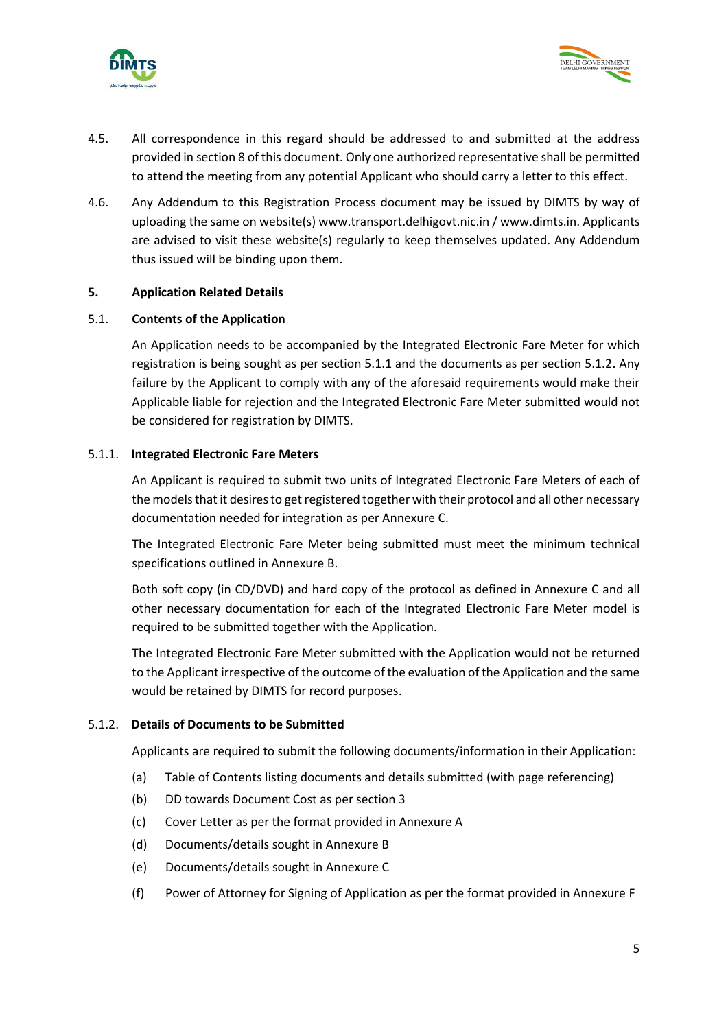4.5. All correspondence in this regard should be addressed to and submitted at the address provided in section 8 of this document. Only one authorized representative shall be permitted to attend the meeting from any potential Applicant who should carry a letter to this effect.

4.6. Any Addendum to this Registration Process document may be issued by DIMTS by way of uploading the same on website(s) www.transport.delhigovt.nic.in / www.dimts.in. Applicants are advised to visit these website(s) regularly to keep themselves updated. Any Addendum thus issued will be binding upon them.

## 5. Application Related Details

### 5.1. Contents of the Application

An Application needs to be accompanied by the Integrated Electronic Fare Meter for which registration is being sought as per section 5.1.1 and the documents as per section 5.1.2. Any failure by the Applicant to comply with any of the aforesaid requirements would make their Applicable liable for rejection and the Integrated Electronic Fare Meter submitted would not be considered for registration by DIMTS.

### 5.1.1. Integrated Electronic Fare Meters

An Applicant is required to submit two units of Integrated Electronic Fare Meters of each of the models that it desires to get registered together with their protocol and all other necessary documentation needed for integration as per Annexure C.

The Integrated Electronic Fare Meter being submitted must meet the minimum technical specifications outlined in Annexure B.

Both soft copy (in CD/DVD) and hard copy of the protocol as defined in Annexure C and all other necessary documentation for each of the Integrated Electronic Fare Meter model is required to be submitted together with the Application.

The Integrated Electronic Fare Meter submitted with the Application would not be returned to the Applicant irrespective of the outcome of the evaluation of the Application and the same would be retained by DIMTS for record purposes.

### 5.1.2. Details of Documents to be Submitted

Applicants are required to submit the following documents/information in their Application:

(a) Table of Contents listing documents and details submitted (with page referencing)

(b) DD towards Document Cost as per section 3

(c) Cover Letter as per the format provided in Annexure A

(d) Documents/details sought in Annexure B

(e) Documents/details sought in Annexure C

(f) Power of Attorney for Signing of Application as per the format provided in Annexure F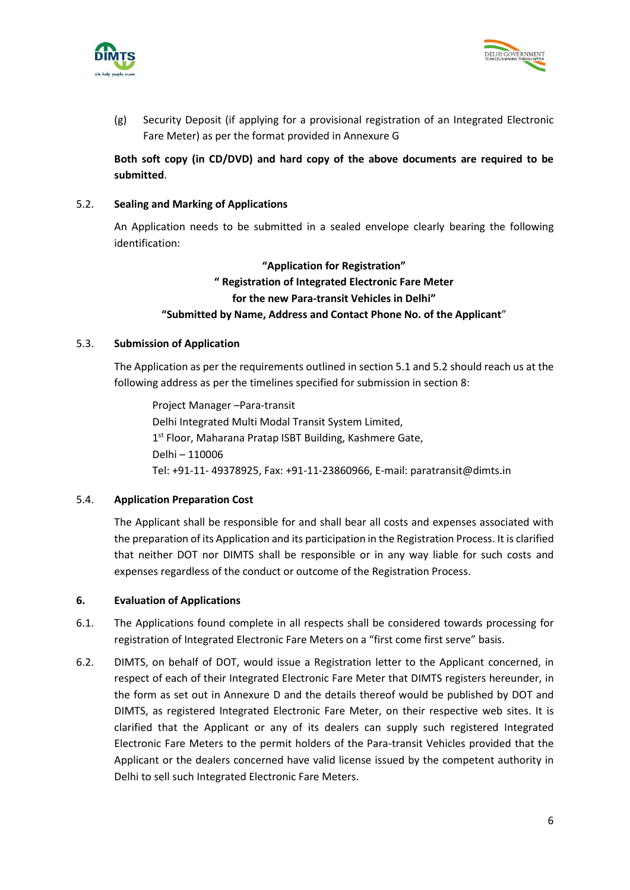(g) Security Deposit (if applying for a provisional registration of an Integrated Electronic Fare Meter) as per the format provided in Annexure G

**Both soft copy (in CD/DVD) and hard copy of the above documents are required to be submitted**.

### 5.2. Sealing and Marking of Applications

An Application needs to be submitted in a sealed envelope clearly bearing the following identification:

**"Application for Registration"**
**" Registration of Integrated Electronic Fare Meter**
**for the new Para-transit Vehicles in Delhi"**
**"Submitted by Name, Address and Contact Phone No. of the Applicant**"

### 5.3. Submission of Application

The Application as per the requirements outlined in section 5.1 and 5.2 should reach us at the following address as per the timelines specified for submission in section 8:

Project Manager –Para-transit
Delhi Integrated Multi Modal Transit System Limited,
1st Floor, Maharana Pratap ISBT Building, Kashmere Gate,
Delhi – 110006
Tel: +91-11- 49378925, Fax: +91-11-23860966, E-mail: paratransit@dimts.in

### 5.4. Application Preparation Cost

The Applicant shall be responsible for and shall bear all costs and expenses associated with the preparation of its Application and its participation in the Registration Process. It is clarified that neither DOT nor DIMTS shall be responsible or in any way liable for such costs and expenses regardless of the conduct or outcome of the Registration Process.

## 6. Evaluation of Applications

6.1. The Applications found complete in all respects shall be considered towards processing for registration of Integrated Electronic Fare Meters on a "first come first serve" basis.

6.2. DIMTS, on behalf of DOT, would issue a Registration letter to the Applicant concerned, in respect of each of their Integrated Electronic Fare Meter that DIMTS registers hereunder, in the form as set out in Annexure D and the details thereof would be published by DOT and DIMTS, as registered Integrated Electronic Fare Meter, on their respective web sites. It is clarified that the Applicant or any of its dealers can supply such registered Integrated Electronic Fare Meters to the permit holders of the Para-transit Vehicles provided that the Applicant or the dealers concerned have valid license issued by the competent authority in Delhi to sell such Integrated Electronic Fare Meters.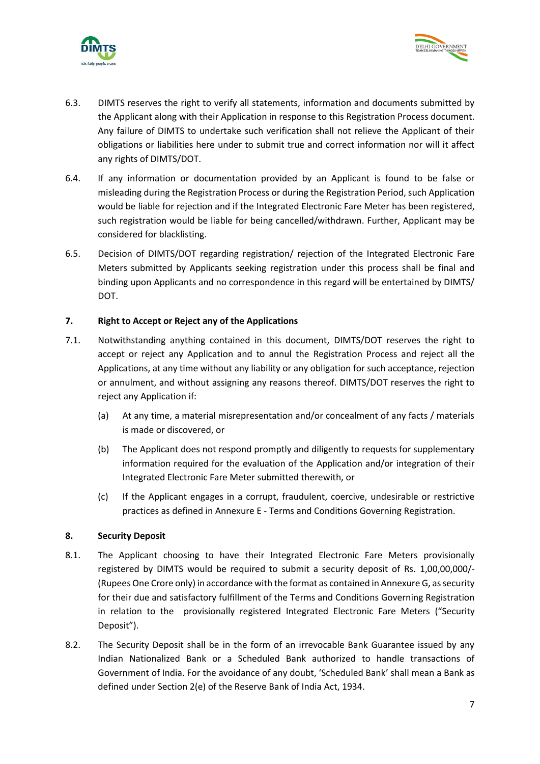6.3. DIMTS reserves the right to verify all statements, information and documents submitted by the Applicant along with their Application in response to this Registration Process document. Any failure of DIMTS to undertake such verification shall not relieve the Applicant of their obligations or liabilities here under to submit true and correct information nor will it affect any rights of DIMTS/DOT.

6.4. If any information or documentation provided by an Applicant is found to be false or misleading during the Registration Process or during the Registration Period, such Application would be liable for rejection and if the Integrated Electronic Fare Meter has been registered, such registration would be liable for being cancelled/withdrawn. Further, Applicant may be considered for blacklisting.

6.5. Decision of DIMTS/DOT regarding registration/ rejection of the Integrated Electronic Fare Meters submitted by Applicants seeking registration under this process shall be final and binding upon Applicants and no correspondence in this regard will be entertained by DIMTS/ DOT.

### 7. Right to Accept or Reject any of the Applications

7.1. Notwithstanding anything contained in this document, DIMTS/DOT reserves the right to accept or reject any Application and to annul the Registration Process and reject all the Applications, at any time without any liability or any obligation for such acceptance, rejection or annulment, and without assigning any reasons thereof. DIMTS/DOT reserves the right to reject any Application if:

(a) At any time, a material misrepresentation and/or concealment of any facts / materials is made or discovered, or

(b) The Applicant does not respond promptly and diligently to requests for supplementary information required for the evaluation of the Application and/or integration of their Integrated Electronic Fare Meter submitted therewith, or

(c) If the Applicant engages in a corrupt, fraudulent, coercive, undesirable or restrictive practices as defined in Annexure E - Terms and Conditions Governing Registration.

### 8. Security Deposit

8.1. The Applicant choosing to have their Integrated Electronic Fare Meters provisionally registered by DIMTS would be required to submit a security deposit of Rs. 1,00,00,000/- (Rupees One Crore only) in accordance with the format as contained in Annexure G, as security for their due and satisfactory fulfillment of the Terms and Conditions Governing Registration in relation to the provisionally registered Integrated Electronic Fare Meters ("Security Deposit").

8.2. The Security Deposit shall be in the form of an irrevocable Bank Guarantee issued by any Indian Nationalized Bank or a Scheduled Bank authorized to handle transactions of Government of India. For the avoidance of any doubt, 'Scheduled Bank' shall mean a Bank as defined under Section 2(e) of the Reserve Bank of India Act, 1934.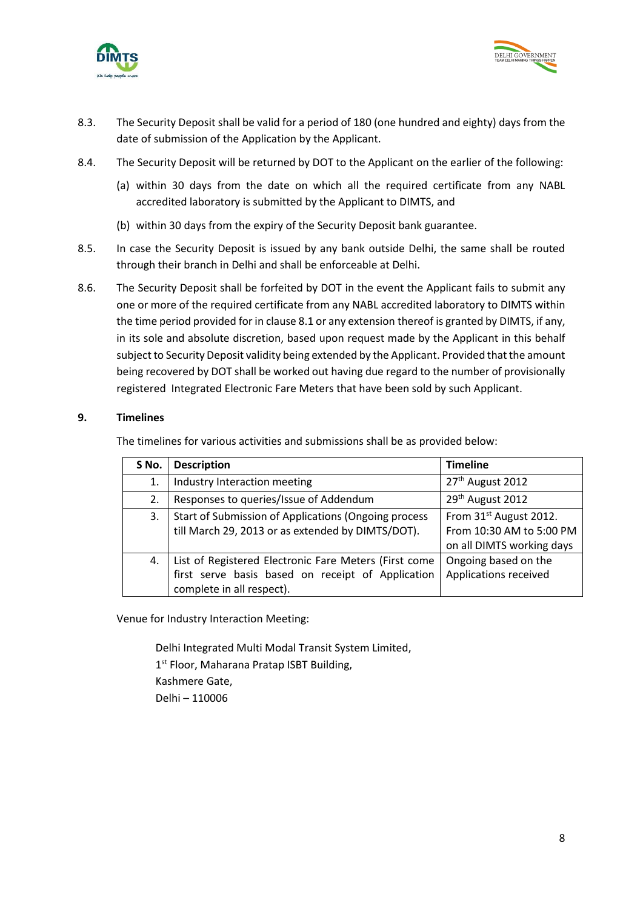8.3. The Security Deposit shall be valid for a period of 180 (one hundred and eighty) days from the date of submission of the Application by the Applicant.

8.4. The Security Deposit will be returned by DOT to the Applicant on the earlier of the following:

(a) within 30 days from the date on which all the required certificate from any NABL accredited laboratory is submitted by the Applicant to DIMTS, and

(b) within 30 days from the expiry of the Security Deposit bank guarantee.

8.5. In case the Security Deposit is issued by any bank outside Delhi, the same shall be routed through their branch in Delhi and shall be enforceable at Delhi.

8.6. The Security Deposit shall be forfeited by DOT in the event the Applicant fails to submit any one or more of the required certificate from any NABL accredited laboratory to DIMTS within the time period provided for in clause 8.1 or any extension thereof is granted by DIMTS, if any, in its sole and absolute discretion, based upon request made by the Applicant in this behalf subject to Security Deposit validity being extended by the Applicant. Provided that the amount being recovered by DOT shall be worked out having due regard to the number of provisionally registered Integrated Electronic Fare Meters that have been sold by such Applicant.

## 9. Timelines

The timelines for various activities and submissions shall be as provided below:

| S No. | Description | Timeline |
|---|---|---|
| 1. | Industry Interaction meeting | 27th August 2012 |
| 2. | Responses to queries/Issue of Addendum | 29th August 2012 |
| 3. | Start of Submission of Applications (Ongoing process till March 29, 2013 or as extended by DIMTS/DOT). | From 31st August 2012. From 10:30 AM to 5:00 PM on all DIMTS working days |
| 4. | List of Registered Electronic Fare Meters (First come first serve basis based on receipt of Application complete in all respect). | Ongoing based on the Applications received |

Venue for Industry Interaction Meeting:

Delhi Integrated Multi Modal Transit System Limited,
1st Floor, Maharana Pratap ISBT Building,
Kashmere Gate,
Delhi – 110006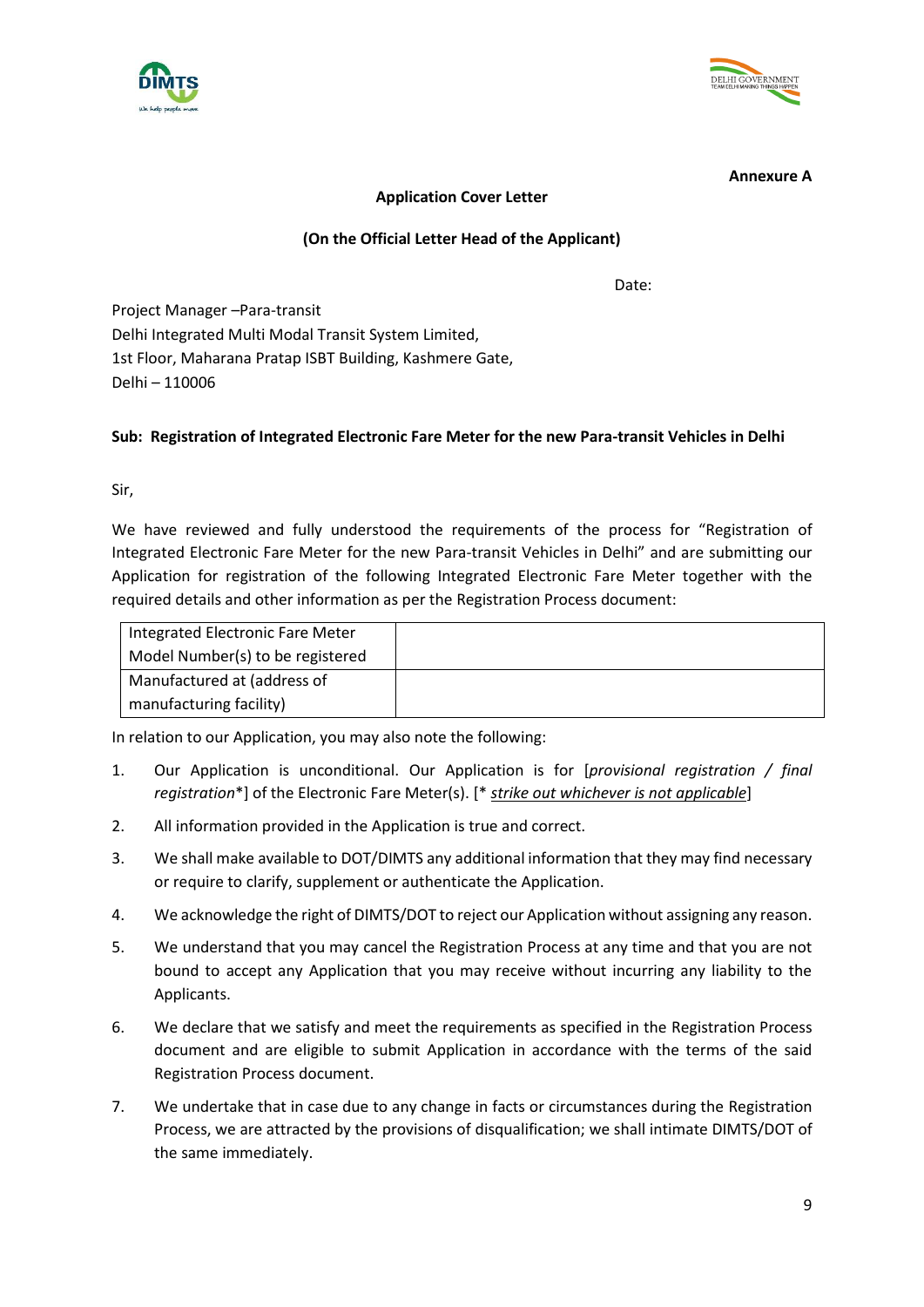**Annexure A**

**Application Cover Letter**

**(On the Official Letter Head of the Applicant)**

Date:

Project Manager –Para-transit
Delhi Integrated Multi Modal Transit System Limited,
1st Floor, Maharana Pratap ISBT Building, Kashmere Gate,
Delhi – 110006

**Sub: Registration of Integrated Electronic Fare Meter for the new Para-transit Vehicles in Delhi**

Sir,

We have reviewed and fully understood the requirements of the process for "Registration of Integrated Electronic Fare Meter for the new Para-transit Vehicles in Delhi" and are submitting our Application for registration of the following Integrated Electronic Fare Meter together with the required details and other information as per the Registration Process document:

| | |
|---|---|
| Integrated Electronic Fare Meter Model Number(s) to be registered | |
| Manufactured at (address of manufacturing facility) | |

In relation to our Application, you may also note the following:

1. Our Application is unconditional. Our Application is for [*provisional registration / final registration*\*] of the Electronic Fare Meter(s). [\* *strike out whichever is not applicable*]
2. All information provided in the Application is true and correct.
3. We shall make available to DOT/DIMTS any additional information that they may find necessary or require to clarify, supplement or authenticate the Application.
4. We acknowledge the right of DIMTS/DOT to reject our Application without assigning any reason.
5. We understand that you may cancel the Registration Process at any time and that you are not bound to accept any Application that you may receive without incurring any liability to the Applicants.
6. We declare that we satisfy and meet the requirements as specified in the Registration Process document and are eligible to submit Application in accordance with the terms of the said Registration Process document.
7. We undertake that in case due to any change in facts or circumstances during the Registration Process, we are attracted by the provisions of disqualification; we shall intimate DIMTS/DOT of the same immediately.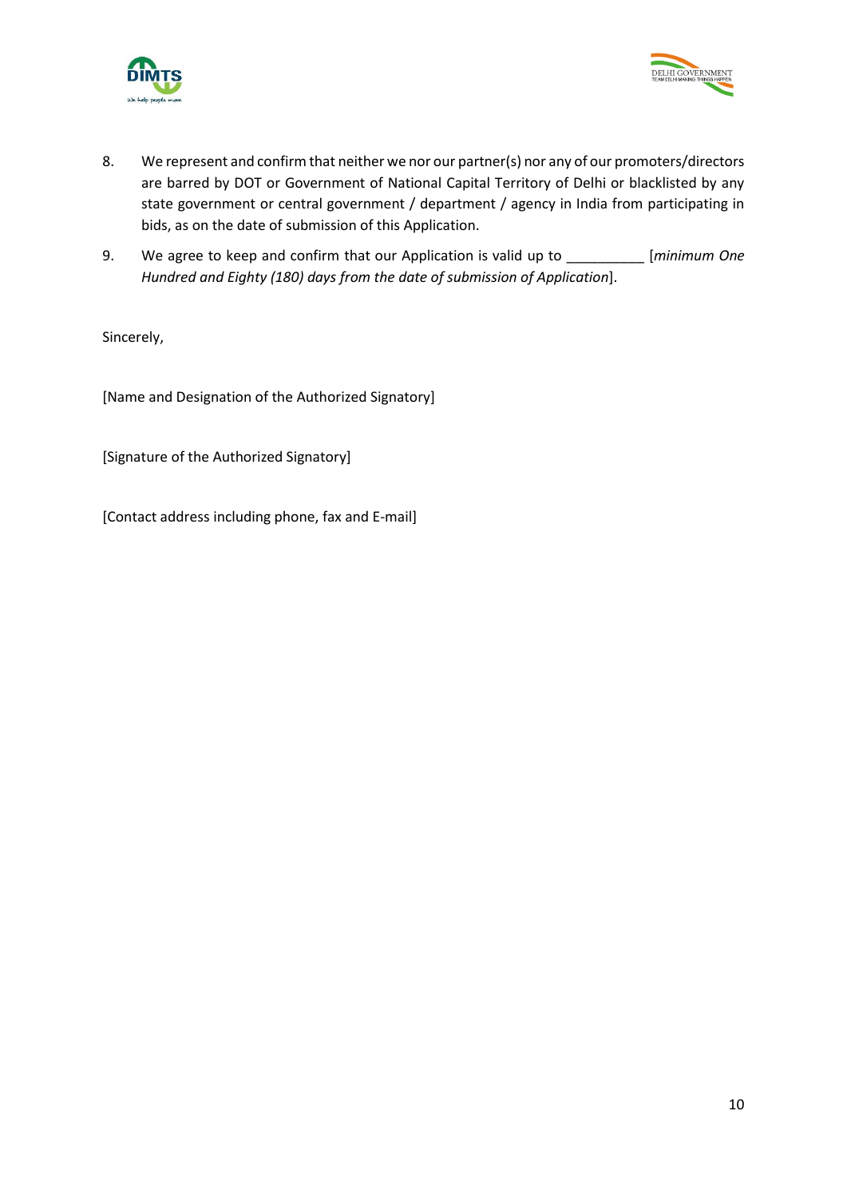8. We represent and confirm that neither we nor our partner(s) nor any of our promoters/directors are barred by DOT or Government of National Capital Territory of Delhi or blacklisted by any state government or central government / department / agency in India from participating in bids, as on the date of submission of this Application.

9. We agree to keep and confirm that our Application is valid up to __________ [*minimum One Hundred and Eighty (180) days from the date of submission of Application*].

Sincerely,

[Name and Designation of the Authorized Signatory]

[Signature of the Authorized Signatory]

[Contact address including phone, fax and E-mail]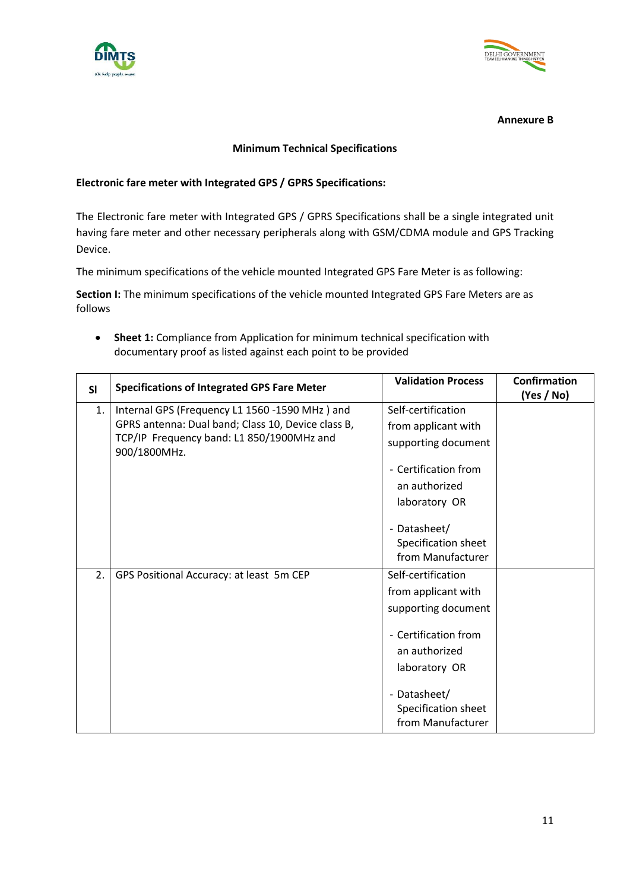**Annexure B**

## Minimum Technical Specifications

**Electronic fare meter with Integrated GPS / GPRS Specifications:**

The Electronic fare meter with Integrated GPS / GPRS Specifications shall be a single integrated unit having fare meter and other necessary peripherals along with GSM/CDMA module and GPS Tracking Device.

The minimum specifications of the vehicle mounted Integrated GPS Fare Meter is as following:

**Section I:** The minimum specifications of the vehicle mounted Integrated GPS Fare Meters are as follows

- **Sheet 1:** Compliance from Application for minimum technical specification with documentary proof as listed against each point to be provided

| Sl | Specifications of Integrated GPS Fare Meter | Validation Process | Confirmation (Yes / No) |
|---|---|---|---|
| 1. | Internal GPS (Frequency L1 1560 -1590 MHz ) and GPRS antenna: Dual band; Class 10, Device class B, TCP/IP Frequency band: L1 850/1900MHz and 900/1800MHz. | Self-certification from applicant with supporting document<br>- Certification from an authorized laboratory OR<br>- Datasheet/ Specification sheet from Manufacturer | |
| 2. | GPS Positional Accuracy: at least 5m CEP | Self-certification from applicant with supporting document<br>- Certification from an authorized laboratory OR<br>- Datasheet/ Specification sheet from Manufacturer | |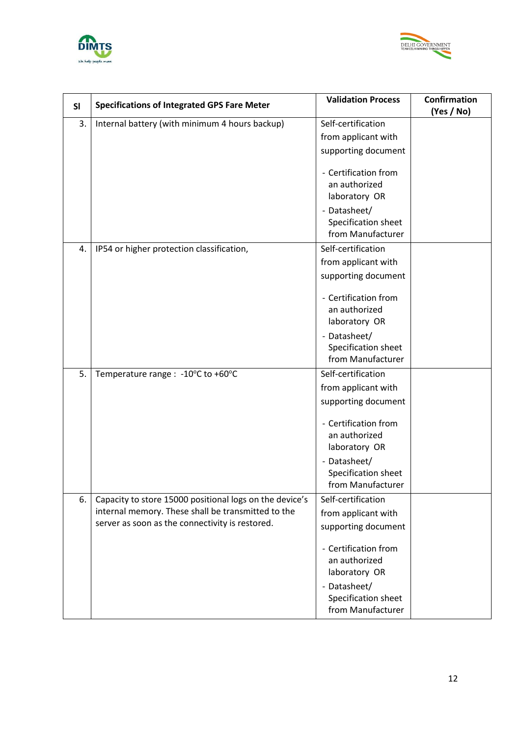| Sl | Specifications of Integrated GPS Fare Meter | Validation Process | Confirmation (Yes / No) |
|---|---|---|---|
| 3. | Internal battery (with minimum 4 hours backup) | Self-certification from applicant with supporting document<br>- Certification from an authorized laboratory OR<br>- Datasheet/ Specification sheet from Manufacturer | |
| 4. | IP54 or higher protection classification, | Self-certification from applicant with supporting document<br>- Certification from an authorized laboratory OR<br>- Datasheet/ Specification sheet from Manufacturer | |
| 5. | Temperature range : -10°C to +60°C | Self-certification from applicant with supporting document<br>- Certification from an authorized laboratory OR<br>- Datasheet/ Specification sheet from Manufacturer | |
| 6. | Capacity to store 15000 positional logs on the device's internal memory. These shall be transmitted to the server as soon as the connectivity is restored. | Self-certification from applicant with supporting document<br>- Certification from an authorized laboratory OR<br>- Datasheet/ Specification sheet from Manufacturer | |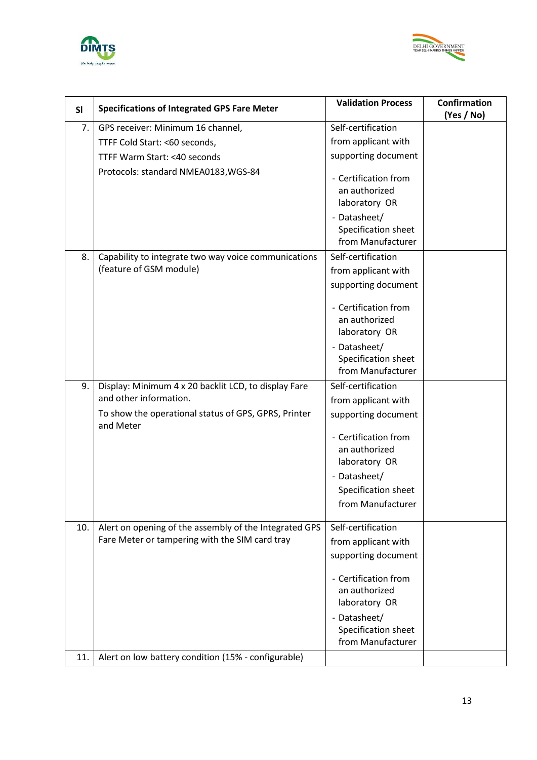| Sl | Specifications of Integrated GPS Fare Meter | Validation Process | Confirmation (Yes / No) |
|---|---|---|---|
| 7. | GPS receiver: Minimum 16 channel,<br>TTFF Cold Start: <60 seconds,<br>TTFF Warm Start: <40 seconds<br>Protocols: standard NMEA0183,WGS-84 | Self-certification from applicant with supporting document<br>- Certification from an authorized laboratory OR<br>- Datasheet/ Specification sheet from Manufacturer | |
| 8. | Capability to integrate two way voice communications (feature of GSM module) | Self-certification from applicant with supporting document<br>- Certification from an authorized laboratory OR<br>- Datasheet/ Specification sheet from Manufacturer | |
| 9. | Display: Minimum 4 x 20 backlit LCD, to display Fare and other information.<br>To show the operational status of GPS, GPRS, Printer and Meter | Self-certification from applicant with supporting document<br>- Certification from an authorized laboratory OR<br>- Datasheet/ Specification sheet from Manufacturer | |
| 10. | Alert on opening of the assembly of the Integrated GPS Fare Meter or tampering with the SIM card tray | Self-certification from applicant with supporting document<br>- Certification from an authorized laboratory OR<br>- Datasheet/ Specification sheet from Manufacturer | |
| 11. | Alert on low battery condition (15% - configurable) | | |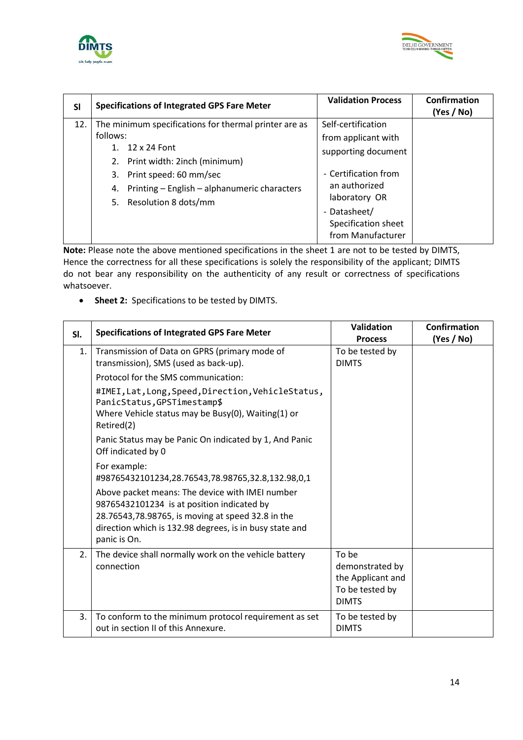| Sl | Specifications of Integrated GPS Fare Meter | Validation Process | Confirmation (Yes / No) |
|---|---|---|---|
| 12. | The minimum specifications for thermal printer are as follows:<br>1. 12 x 24 Font<br>2. Print width: 2inch (minimum)<br>3. Print speed: 60 mm/sec<br>4. Printing – English – alphanumeric characters<br>5. Resolution 8 dots/mm | Self-certification from applicant with supporting document<br>- Certification from an authorized laboratory OR<br>- Datasheet/ Specification sheet from Manufacturer | |

**Note:** Please note the above mentioned specifications in the sheet 1 are not to be tested by DIMTS, Hence the correctness for all these specifications is solely the responsibility of the applicant; DIMTS do not bear any responsibility on the authenticity of any result or correctness of specifications whatsoever.

- **Sheet 2:** Specifications to be tested by DIMTS.

| Sl. | Specifications of Integrated GPS Fare Meter | Validation Process | Confirmation (Yes / No) |
|---|---|---|---|
| 1. | Transmission of Data on GPRS (primary mode of transmission), SMS (used as back-up).<br>Protocol for the SMS communication:<br>`#IMEI,Lat,Long,Speed,Direction,VehicleStatus,PanicStatus,GPSTimestamp$`<br>Where Vehicle status may be Busy(0), Waiting(1) or Retired(2)<br>Panic Status may be Panic On indicated by 1, And Panic Off indicated by 0<br>For example:<br>#98765432101234,28.76543,78.98765,32.8,132.98,0,1<br>Above packet means: The device with IMEI number 98765432101234 is at position indicated by 28.76543,78.98765, is moving at speed 32.8 in the direction which is 132.98 degrees, is in busy state and panic is On. | To be tested by DIMTS | |
| 2. | The device shall normally work on the vehicle battery connection | To be demonstrated by the Applicant and To be tested by DIMTS | |
| 3. | To conform to the minimum protocol requirement as set out in section II of this Annexure. | To be tested by DIMTS | |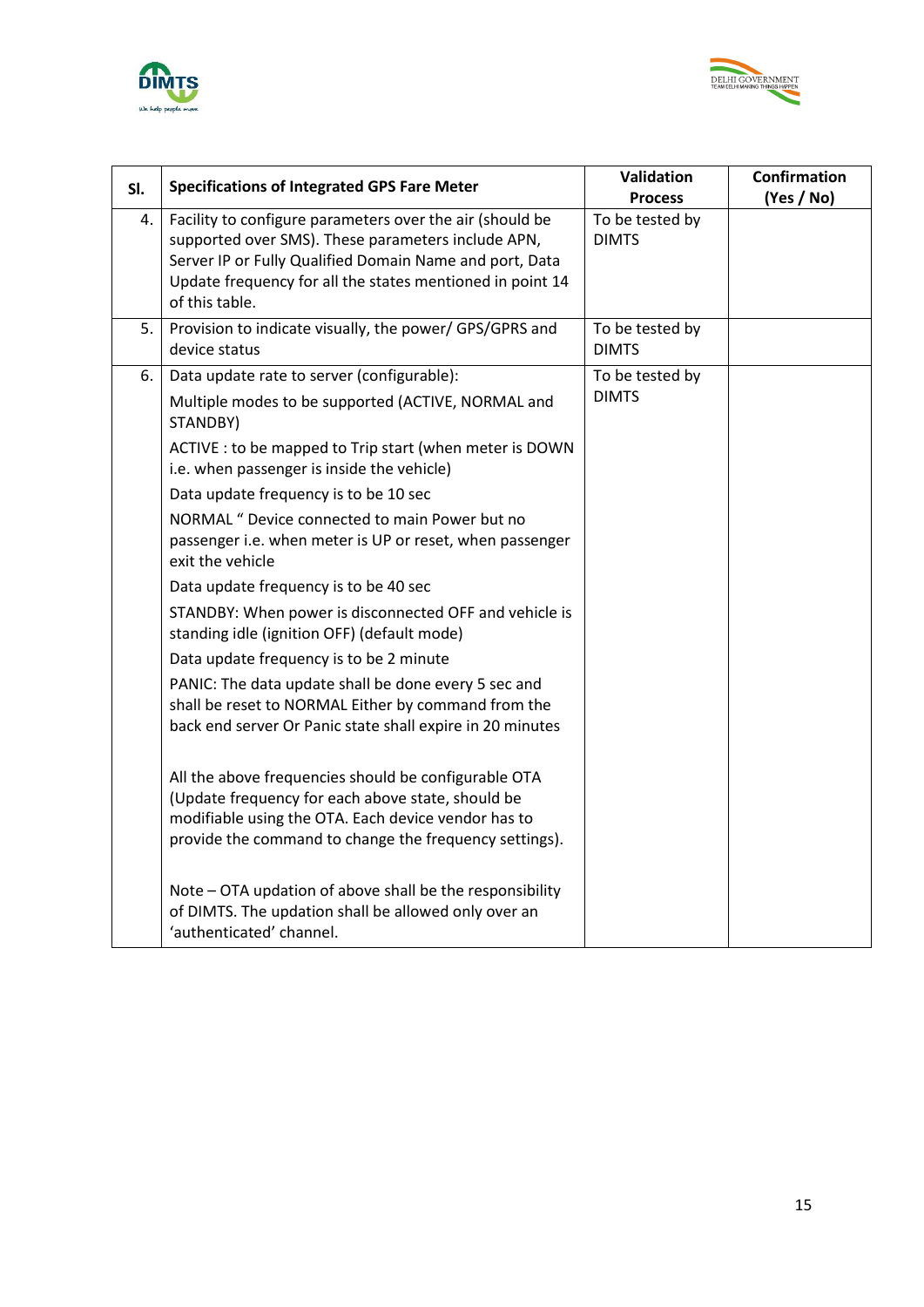| Sl. | Specifications of Integrated GPS Fare Meter | Validation Process | Confirmation (Yes / No) |
|---|---|---|---|
| 4. | Facility to configure parameters over the air (should be supported over SMS). These parameters include APN, Server IP or Fully Qualified Domain Name and port, Data Update frequency for all the states mentioned in point 14 of this table. | To be tested by DIMTS | |
| 5. | Provision to indicate visually, the power/ GPS/GPRS and device status | To be tested by DIMTS | |
| 6. | Data update rate to server (configurable):<br><br>Multiple modes to be supported (ACTIVE, NORMAL and STANDBY)<br><br>ACTIVE : to be mapped to Trip start (when meter is DOWN i.e. when passenger is inside the vehicle)<br><br>Data update frequency is to be 10 sec<br><br>NORMAL " Device connected to main Power but no passenger i.e. when meter is UP or reset, when passenger exit the vehicle<br><br>Data update frequency is to be 40 sec<br><br>STANDBY: When power is disconnected OFF and vehicle is standing idle (ignition OFF) (default mode)<br><br>Data update frequency is to be 2 minute<br><br>PANIC: The data update shall be done every 5 sec and shall be reset to NORMAL Either by command from the back end server Or Panic state shall expire in 20 minutes<br><br>All the above frequencies should be configurable OTA (Update frequency for each above state, should be modifiable using the OTA. Each device vendor has to provide the command to change the frequency settings).<br><br>Note – OTA updation of above shall be the responsibility of DIMTS. The updation shall be allowed only over an 'authenticated' channel. | To be tested by DIMTS | |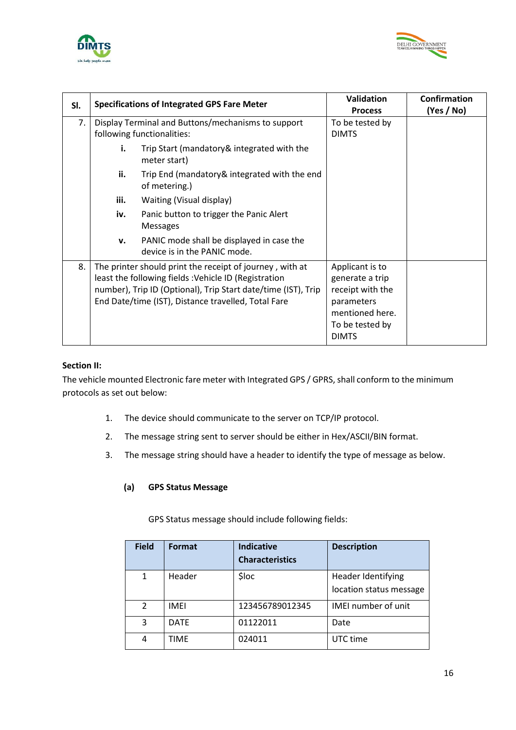| Sl. | Specifications of Integrated GPS Fare Meter | Validation Process | Confirmation (Yes / No) |
|---|---|---|---|
| 7. | Display Terminal and Buttons/mechanisms to support following functionalities:<br>**i.** Trip Start (mandatory& integrated with the meter start)<br>**ii.** Trip End (mandatory& integrated with the end of metering.)<br>**iii.** Waiting (Visual display)<br>**iv.** Panic button to trigger the Panic Alert Messages<br>**v.** PANIC mode shall be displayed in case the device is in the PANIC mode. | To be tested by DIMTS | |
| 8. | The printer should print the receipt of journey , with at least the following fields :Vehicle ID (Registration number), Trip ID (Optional), Trip Start date/time (IST), Trip End Date/time (IST), Distance travelled, Total Fare | Applicant is to generate a trip receipt with the parameters mentioned here. To be tested by DIMTS | |

**Section II:**

The vehicle mounted Electronic fare meter with Integrated GPS / GPRS, shall conform to the minimum protocols as set out below:

1. The device should communicate to the server on TCP/IP protocol.
2. The message string sent to server should be either in Hex/ASCII/BIN format.
3. The message string should have a header to identify the type of message as below.

**(a) GPS Status Message**

GPS Status message should include following fields:

| Field | Format | Indicative Characteristics | Description |
|---|---|---|---|
| 1 | Header | $loc | Header Identifying location status message |
| 2 | IMEI | 123456789012345 | IMEI number of unit |
| 3 | DATE | 01122011 | Date |
| 4 | TIME | 024011 | UTC time |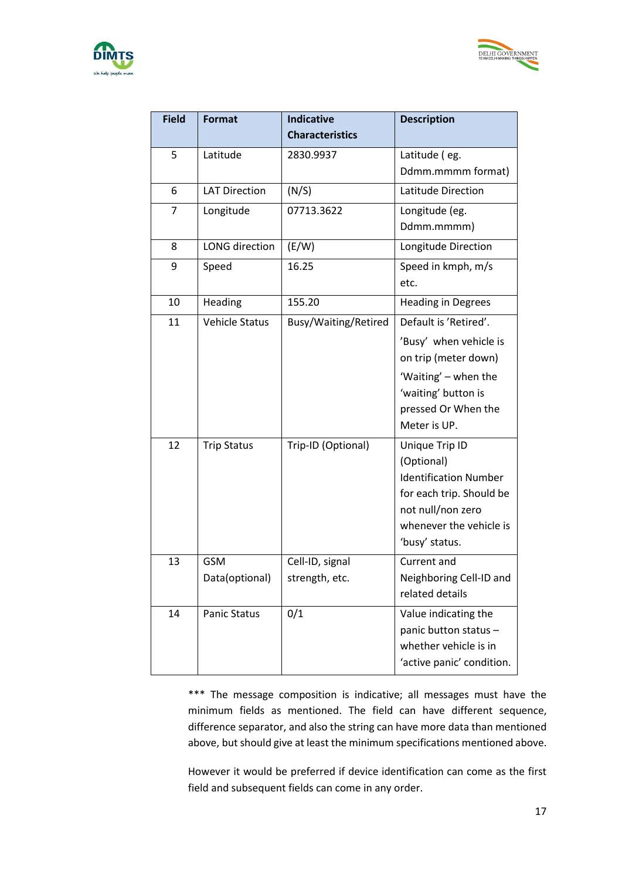| Field | Format | Indicative Characteristics | Description |
|---|---|---|---|
| 5 | Latitude | 2830.9937 | Latitude ( eg. Ddmm.mmmm format) |
| 6 | LAT Direction | (N/S) | Latitude Direction |
| 7 | Longitude | 07713.3622 | Longitude (eg. Ddmm.mmmm) |
| 8 | LONG direction | (E/W) | Longitude Direction |
| 9 | Speed | 16.25 | Speed in kmph, m/s etc. |
| 10 | Heading | 155.20 | Heading in Degrees |
| 11 | Vehicle Status | Busy/Waiting/Retired | Default is 'Retired'. 'Busy' when vehicle is on trip (meter down) 'Waiting' – when the 'waiting' button is pressed Or When the Meter is UP. |
| 12 | Trip Status | Trip-ID (Optional) | Unique Trip ID (Optional) Identification Number for each trip. Should be not null/non zero whenever the vehicle is 'busy' status. |
| 13 | GSM Data(optional) | Cell-ID, signal strength, etc. | Current and Neighboring Cell-ID and related details |
| 14 | Panic Status | 0/1 | Value indicating the panic button status – whether vehicle is in 'active panic' condition. |

*** The message composition is indicative; all messages must have the minimum fields as mentioned. The field can have different sequence, difference separator, and also the string can have more data than mentioned above, but should give at least the minimum specifications mentioned above.

However it would be preferred if device identification can come as the first field and subsequent fields can come in any order.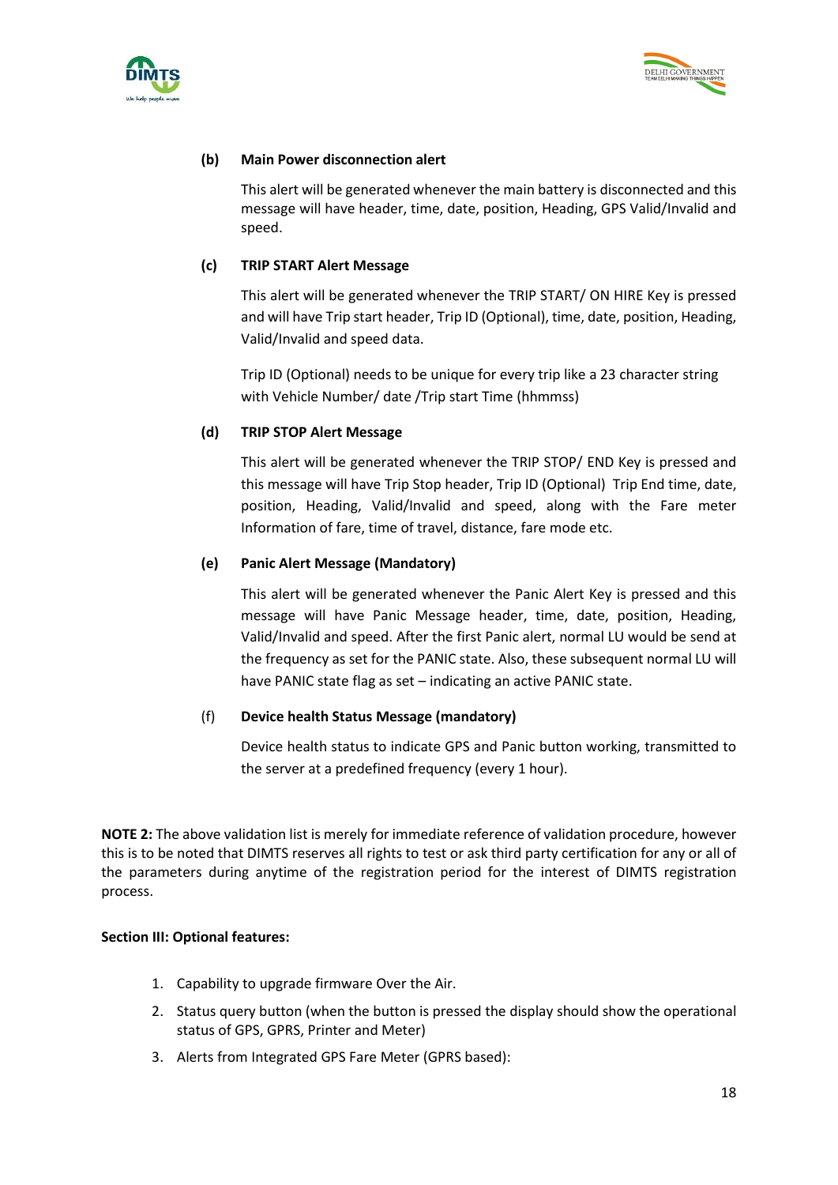**(b) Main Power disconnection alert**

This alert will be generated whenever the main battery is disconnected and this message will have header, time, date, position, Heading, GPS Valid/Invalid and speed.

**(c) TRIP START Alert Message**

This alert will be generated whenever the TRIP START/ ON HIRE Key is pressed and will have Trip start header, Trip ID (Optional), time, date, position, Heading, Valid/Invalid and speed data.

Trip ID (Optional) needs to be unique for every trip like a 23 character string with Vehicle Number/ date /Trip start Time (hhmmss)

**(d) TRIP STOP Alert Message**

This alert will be generated whenever the TRIP STOP/ END Key is pressed and this message will have Trip Stop header, Trip ID (Optional) Trip End time, date, position, Heading, Valid/Invalid and speed, along with the Fare meter Information of fare, time of travel, distance, fare mode etc.

**(e) Panic Alert Message (Mandatory)**

This alert will be generated whenever the Panic Alert Key is pressed and this message will have Panic Message header, time, date, position, Heading, Valid/Invalid and speed. After the first Panic alert, normal LU would be send at the frequency as set for the PANIC state. Also, these subsequent normal LU will have PANIC state flag as set – indicating an active PANIC state.

(f) **Device health Status Message (mandatory)**

Device health status to indicate GPS and Panic button working, transmitted to the server at a predefined frequency (every 1 hour).

**NOTE 2:** The above validation list is merely for immediate reference of validation procedure, however this is to be noted that DIMTS reserves all rights to test or ask third party certification for any or all of the parameters during anytime of the registration period for the interest of DIMTS registration process.

**Section III: Optional features:**

1. Capability to upgrade firmware Over the Air.
2. Status query button (when the button is pressed the display should show the operational status of GPS, GPRS, Printer and Meter)
3. Alerts from Integrated GPS Fare Meter (GPRS based):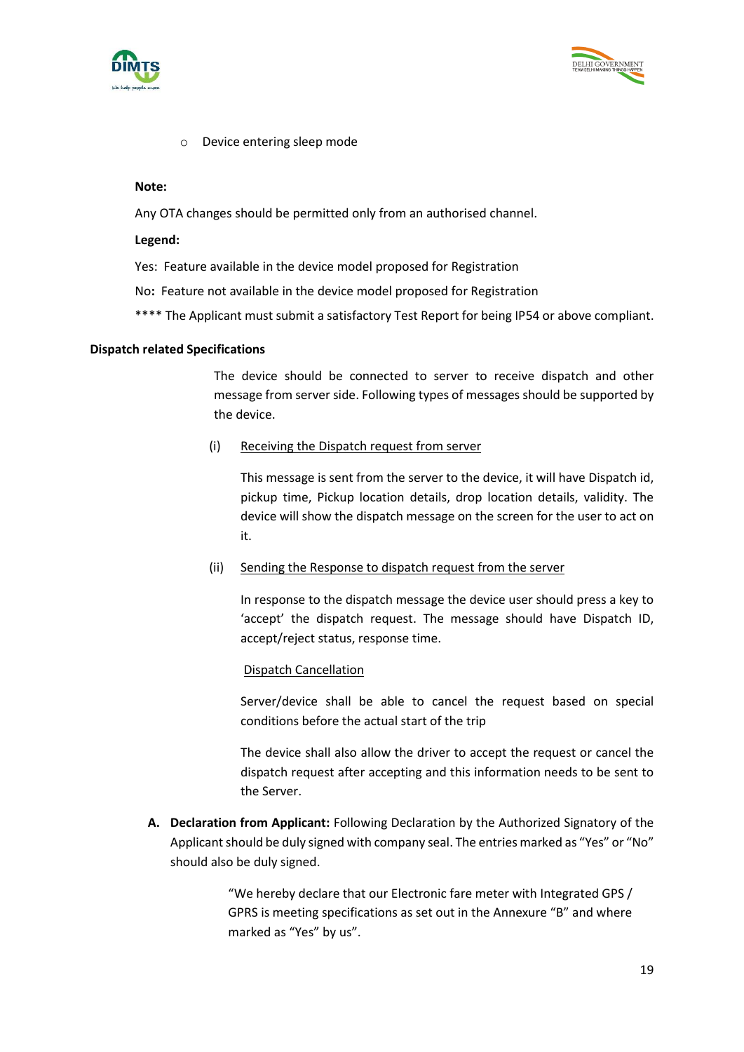- Device entering sleep mode

**Note:**

Any OTA changes should be permitted only from an authorised channel.

**Legend:**

Yes: Feature available in the device model proposed for Registration

No**:** Feature not available in the device model proposed for Registration

**** The Applicant must submit a satisfactory Test Report for being IP54 or above compliant.

**Dispatch related Specifications**

The device should be connected to server to receive dispatch and other message from server side. Following types of messages should be supported by the device.

(i) Receiving the Dispatch request from server

This message is sent from the server to the device, it will have Dispatch id, pickup time, Pickup location details, drop location details, validity. The device will show the dispatch message on the screen for the user to act on it.

(ii) Sending the Response to dispatch request from the server

In response to the dispatch message the device user should press a key to 'accept' the dispatch request. The message should have Dispatch ID, accept/reject status, response time.

Dispatch Cancellation

Server/device shall be able to cancel the request based on special conditions before the actual start of the trip

The device shall also allow the driver to accept the request or cancel the dispatch request after accepting and this information needs to be sent to the Server.

**A. Declaration from Applicant:** Following Declaration by the Authorized Signatory of the Applicant should be duly signed with company seal. The entries marked as "Yes" or "No" should also be duly signed.

"We hereby declare that our Electronic fare meter with Integrated GPS / GPRS is meeting specifications as set out in the Annexure "B" and where marked as "Yes" by us".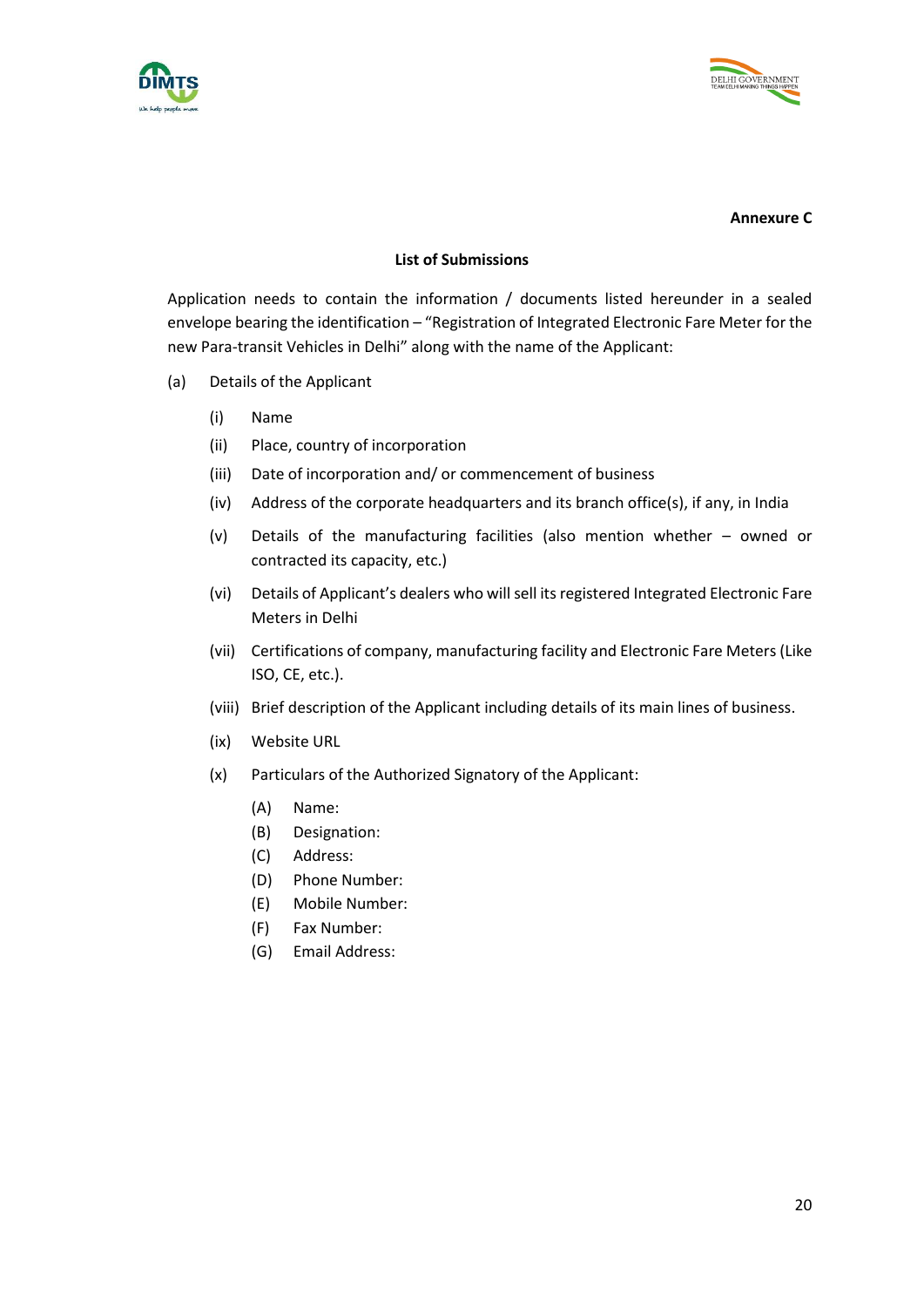**Annexure C**

## List of Submissions

Application needs to contain the information / documents listed hereunder in a sealed envelope bearing the identification – "Registration of Integrated Electronic Fare Meter for the new Para-transit Vehicles in Delhi" along with the name of the Applicant:

(a) Details of the Applicant

- (i) Name
- (ii) Place, country of incorporation
- (iii) Date of incorporation and/ or commencement of business
- (iv) Address of the corporate headquarters and its branch office(s), if any, in India
- (v) Details of the manufacturing facilities (also mention whether – owned or contracted its capacity, etc.)
- (vi) Details of Applicant's dealers who will sell its registered Integrated Electronic Fare Meters in Delhi
- (vii) Certifications of company, manufacturing facility and Electronic Fare Meters (Like ISO, CE, etc.).
- (viii) Brief description of the Applicant including details of its main lines of business.
- (ix) Website URL
- (x) Particulars of the Authorized Signatory of the Applicant:
  - (A) Name:
  - (B) Designation:
  - (C) Address:
  - (D) Phone Number:
  - (E) Mobile Number:
  - (F) Fax Number:
  - (G) Email Address: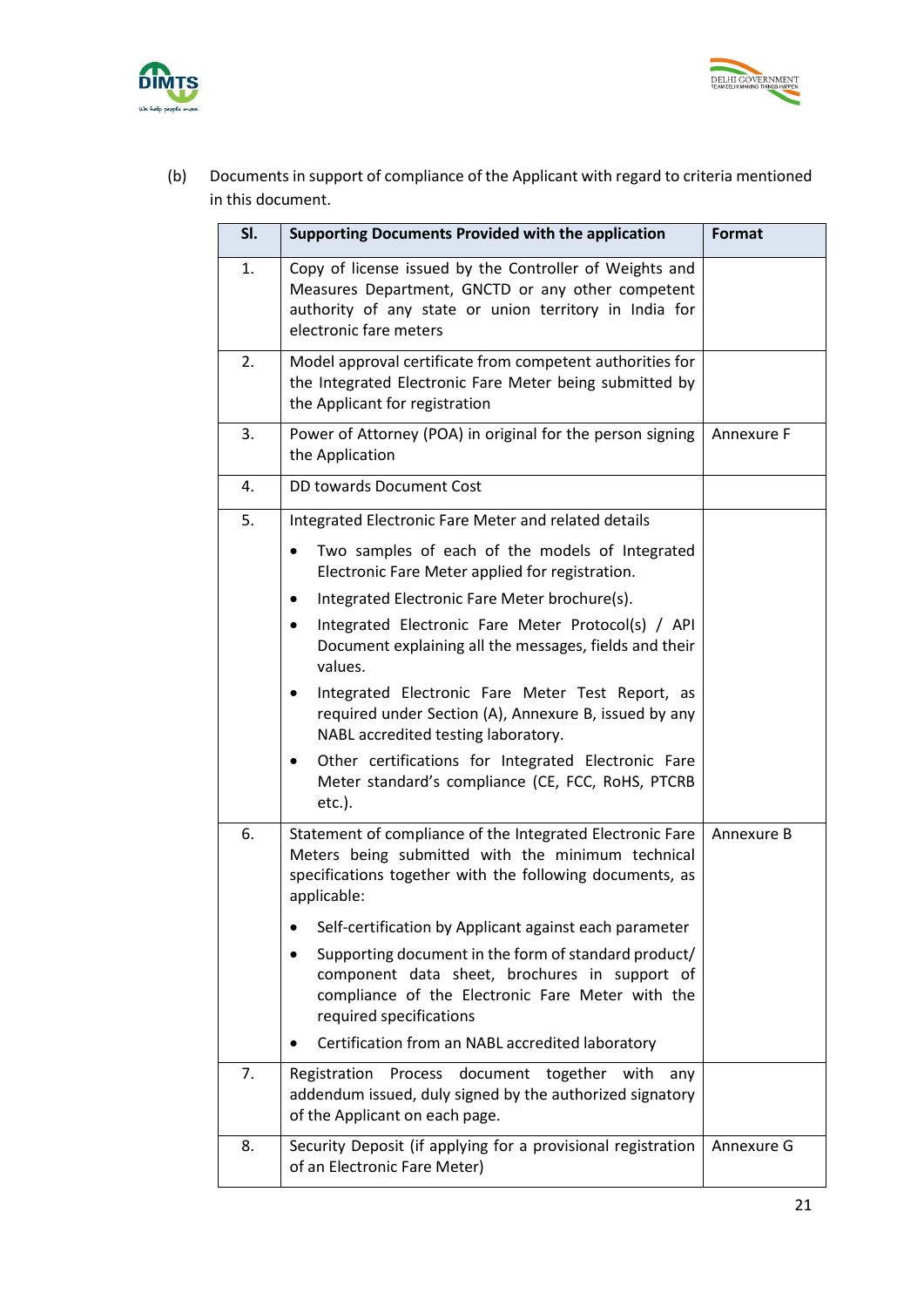(b) Documents in support of compliance of the Applicant with regard to criteria mentioned in this document.

| Sl. | Supporting Documents Provided with the application | Format |
|---|---|---|
| 1. | Copy of license issued by the Controller of Weights and Measures Department, GNCTD or any other competent authority of any state or union territory in India for electronic fare meters | |
| 2. | Model approval certificate from competent authorities for the Integrated Electronic Fare Meter being submitted by the Applicant for registration | |
| 3. | Power of Attorney (POA) in original for the person signing the Application | Annexure F |
| 4. | DD towards Document Cost | |
| 5. | Integrated Electronic Fare Meter and related details<br>• Two samples of each of the models of Integrated Electronic Fare Meter applied for registration.<br>• Integrated Electronic Fare Meter brochure(s).<br>• Integrated Electronic Fare Meter Protocol(s) / API Document explaining all the messages, fields and their values.<br>• Integrated Electronic Fare Meter Test Report, as required under Section (A), Annexure B, issued by any NABL accredited testing laboratory.<br>• Other certifications for Integrated Electronic Fare Meter standard's compliance (CE, FCC, RoHS, PTCRB etc.). | |
| 6. | Statement of compliance of the Integrated Electronic Fare Meters being submitted with the minimum technical specifications together with the following documents, as applicable:<br>• Self-certification by Applicant against each parameter<br>• Supporting document in the form of standard product/ component data sheet, brochures in support of compliance of the Electronic Fare Meter with the required specifications<br>• Certification from an NABL accredited laboratory | Annexure B |
| 7. | Registration Process document together with any addendum issued, duly signed by the authorized signatory of the Applicant on each page. | |
| 8. | Security Deposit (if applying for a provisional registration of an Electronic Fare Meter) | Annexure G |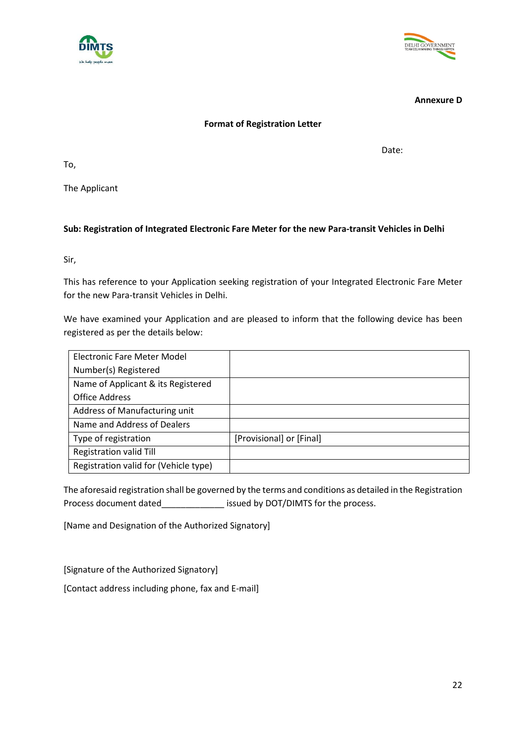**Annexure D**

**Format of Registration Letter**

Date:

To,

The Applicant

**Sub: Registration of Integrated Electronic Fare Meter for the new Para-transit Vehicles in Delhi**

Sir,

This has reference to your Application seeking registration of your Integrated Electronic Fare Meter for the new Para-transit Vehicles in Delhi.

We have examined your Application and are pleased to inform that the following device has been registered as per the details below:

| | |
|---|---|
| Electronic Fare Meter Model Number(s) Registered | |
| Name of Applicant & its Registered Office Address | |
| Address of Manufacturing unit | |
| Name and Address of Dealers | |
| Type of registration | [Provisional] or [Final] |
| Registration valid Till | |
| Registration valid for (Vehicle type) | |

The aforesaid registration shall be governed by the terms and conditions as detailed in the Registration Process document dated_____________ issued by DOT/DIMTS for the process.

[Name and Designation of the Authorized Signatory]

[Signature of the Authorized Signatory]

[Contact address including phone, fax and E-mail]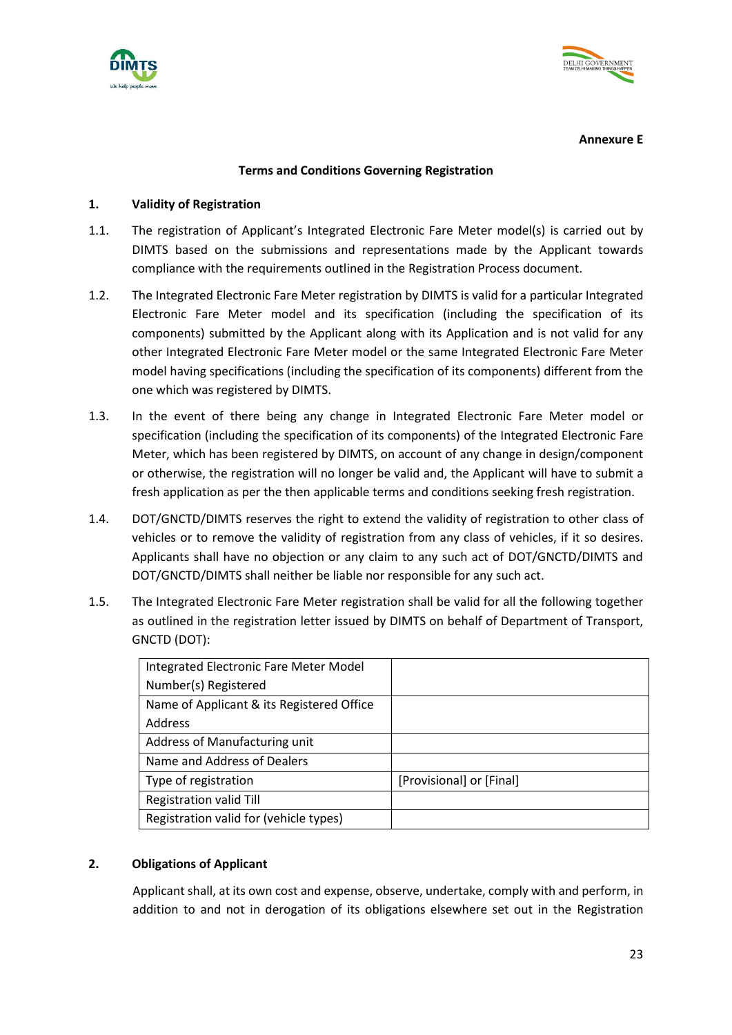**Annexure E**

## Terms and Conditions Governing Registration

### 1. Validity of Registration

1.1. The registration of Applicant's Integrated Electronic Fare Meter model(s) is carried out by DIMTS based on the submissions and representations made by the Applicant towards compliance with the requirements outlined in the Registration Process document.

1.2. The Integrated Electronic Fare Meter registration by DIMTS is valid for a particular Integrated Electronic Fare Meter model and its specification (including the specification of its components) submitted by the Applicant along with its Application and is not valid for any other Integrated Electronic Fare Meter model or the same Integrated Electronic Fare Meter model having specifications (including the specification of its components) different from the one which was registered by DIMTS.

1.3. In the event of there being any change in Integrated Electronic Fare Meter model or specification (including the specification of its components) of the Integrated Electronic Fare Meter, which has been registered by DIMTS, on account of any change in design/component or otherwise, the registration will no longer be valid and, the Applicant will have to submit a fresh application as per the then applicable terms and conditions seeking fresh registration.

1.4. DOT/GNCTD/DIMTS reserves the right to extend the validity of registration to other class of vehicles or to remove the validity of registration from any class of vehicles, if it so desires. Applicants shall have no objection or any claim to any such act of DOT/GNCTD/DIMTS and DOT/GNCTD/DIMTS shall neither be liable nor responsible for any such act.

1.5. The Integrated Electronic Fare Meter registration shall be valid for all the following together as outlined in the registration letter issued by DIMTS on behalf of Department of Transport, GNCTD (DOT):

| | |
|---|---|
| Integrated Electronic Fare Meter Model Number(s) Registered | |
| Name of Applicant & its Registered Office Address | |
| Address of Manufacturing unit | |
| Name and Address of Dealers | |
| Type of registration | [Provisional] or [Final] |
| Registration valid Till | |
| Registration valid for (vehicle types) | |

### 2. Obligations of Applicant

Applicant shall, at its own cost and expense, observe, undertake, comply with and perform, in addition to and not in derogation of its obligations elsewhere set out in the Registration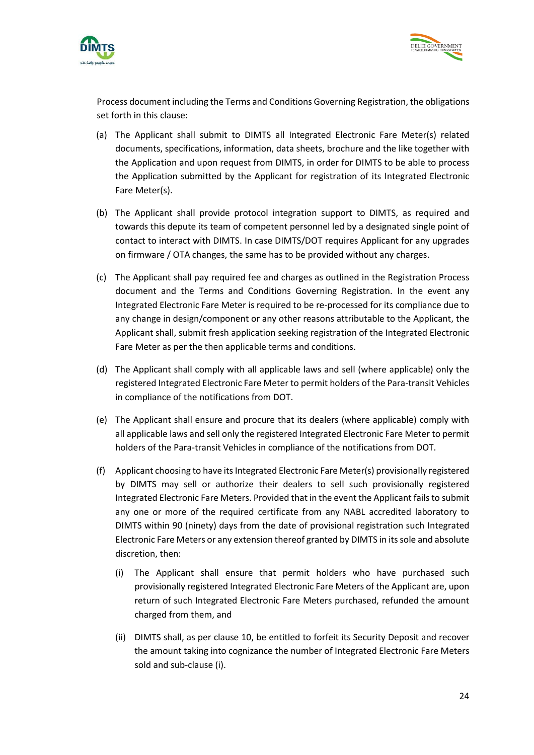Process document including the Terms and Conditions Governing Registration, the obligations set forth in this clause:

(a) The Applicant shall submit to DIMTS all Integrated Electronic Fare Meter(s) related documents, specifications, information, data sheets, brochure and the like together with the Application and upon request from DIMTS, in order for DIMTS to be able to process the Application submitted by the Applicant for registration of its Integrated Electronic Fare Meter(s).

(b) The Applicant shall provide protocol integration support to DIMTS, as required and towards this depute its team of competent personnel led by a designated single point of contact to interact with DIMTS. In case DIMTS/DOT requires Applicant for any upgrades on firmware / OTA changes, the same has to be provided without any charges.

(c) The Applicant shall pay required fee and charges as outlined in the Registration Process document and the Terms and Conditions Governing Registration. In the event any Integrated Electronic Fare Meter is required to be re-processed for its compliance due to any change in design/component or any other reasons attributable to the Applicant, the Applicant shall, submit fresh application seeking registration of the Integrated Electronic Fare Meter as per the then applicable terms and conditions.

(d) The Applicant shall comply with all applicable laws and sell (where applicable) only the registered Integrated Electronic Fare Meter to permit holders of the Para-transit Vehicles in compliance of the notifications from DOT.

(e) The Applicant shall ensure and procure that its dealers (where applicable) comply with all applicable laws and sell only the registered Integrated Electronic Fare Meter to permit holders of the Para-transit Vehicles in compliance of the notifications from DOT.

(f) Applicant choosing to have its Integrated Electronic Fare Meter(s) provisionally registered by DIMTS may sell or authorize their dealers to sell such provisionally registered Integrated Electronic Fare Meters. Provided that in the event the Applicant fails to submit any one or more of the required certificate from any NABL accredited laboratory to DIMTS within 90 (ninety) days from the date of provisional registration such Integrated Electronic Fare Meters or any extension thereof granted by DIMTS in its sole and absolute discretion, then:

    (i) The Applicant shall ensure that permit holders who have purchased such provisionally registered Integrated Electronic Fare Meters of the Applicant are, upon return of such Integrated Electronic Fare Meters purchased, refunded the amount charged from them, and

    (ii) DIMTS shall, as per clause 10, be entitled to forfeit its Security Deposit and recover the amount taking into cognizance the number of Integrated Electronic Fare Meters sold and sub-clause (i).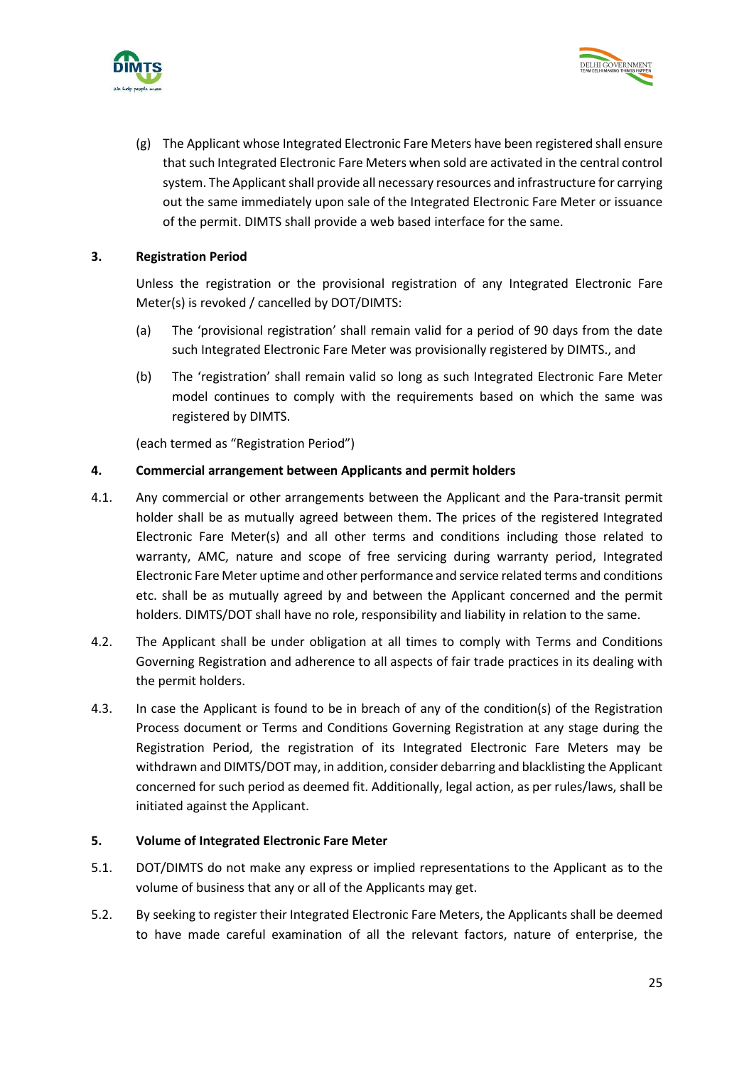(g) The Applicant whose Integrated Electronic Fare Meters have been registered shall ensure that such Integrated Electronic Fare Meters when sold are activated in the central control system. The Applicant shall provide all necessary resources and infrastructure for carrying out the same immediately upon sale of the Integrated Electronic Fare Meter or issuance of the permit. DIMTS shall provide a web based interface for the same.

### 3. Registration Period

Unless the registration or the provisional registration of any Integrated Electronic Fare Meter(s) is revoked / cancelled by DOT/DIMTS:

(a) The 'provisional registration' shall remain valid for a period of 90 days from the date such Integrated Electronic Fare Meter was provisionally registered by DIMTS., and

(b) The 'registration' shall remain valid so long as such Integrated Electronic Fare Meter model continues to comply with the requirements based on which the same was registered by DIMTS.

(each termed as "Registration Period")

### 4. Commercial arrangement between Applicants and permit holders

4.1. Any commercial or other arrangements between the Applicant and the Para-transit permit holder shall be as mutually agreed between them. The prices of the registered Integrated Electronic Fare Meter(s) and all other terms and conditions including those related to warranty, AMC, nature and scope of free servicing during warranty period, Integrated Electronic Fare Meter uptime and other performance and service related terms and conditions etc. shall be as mutually agreed by and between the Applicant concerned and the permit holders. DIMTS/DOT shall have no role, responsibility and liability in relation to the same.

4.2. The Applicant shall be under obligation at all times to comply with Terms and Conditions Governing Registration and adherence to all aspects of fair trade practices in its dealing with the permit holders.

4.3. In case the Applicant is found to be in breach of any of the condition(s) of the Registration Process document or Terms and Conditions Governing Registration at any stage during the Registration Period, the registration of its Integrated Electronic Fare Meters may be withdrawn and DIMTS/DOT may, in addition, consider debarring and blacklisting the Applicant concerned for such period as deemed fit. Additionally, legal action, as per rules/laws, shall be initiated against the Applicant.

### 5. Volume of Integrated Electronic Fare Meter

5.1. DOT/DIMTS do not make any express or implied representations to the Applicant as to the volume of business that any or all of the Applicants may get.

5.2. By seeking to register their Integrated Electronic Fare Meters, the Applicants shall be deemed to have made careful examination of all the relevant factors, nature of enterprise, the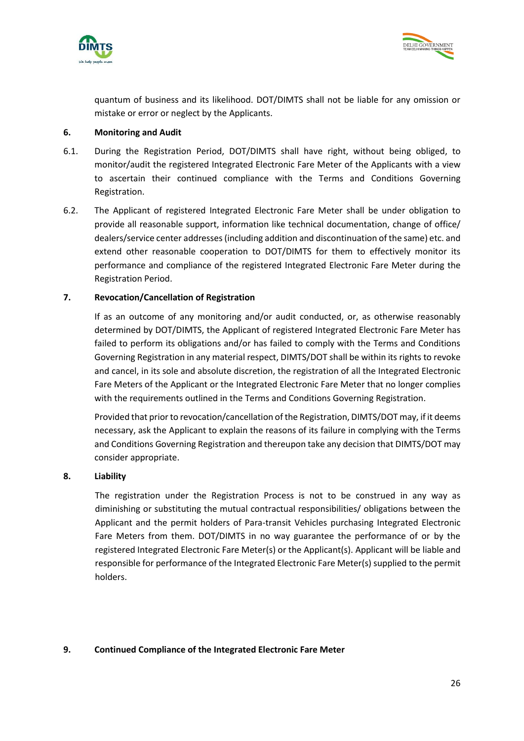quantum of business and its likelihood. DOT/DIMTS shall not be liable for any omission or mistake or error or neglect by the Applicants.

## 6. Monitoring and Audit

6.1. During the Registration Period, DOT/DIMTS shall have right, without being obliged, to monitor/audit the registered Integrated Electronic Fare Meter of the Applicants with a view to ascertain their continued compliance with the Terms and Conditions Governing Registration.

6.2. The Applicant of registered Integrated Electronic Fare Meter shall be under obligation to provide all reasonable support, information like technical documentation, change of office/ dealers/service center addresses (including addition and discontinuation of the same) etc. and extend other reasonable cooperation to DOT/DIMTS for them to effectively monitor its performance and compliance of the registered Integrated Electronic Fare Meter during the Registration Period.

## 7. Revocation/Cancellation of Registration

If as an outcome of any monitoring and/or audit conducted, or, as otherwise reasonably determined by DOT/DIMTS, the Applicant of registered Integrated Electronic Fare Meter has failed to perform its obligations and/or has failed to comply with the Terms and Conditions Governing Registration in any material respect, DIMTS/DOT shall be within its rights to revoke and cancel, in its sole and absolute discretion, the registration of all the Integrated Electronic Fare Meters of the Applicant or the Integrated Electronic Fare Meter that no longer complies with the requirements outlined in the Terms and Conditions Governing Registration.

Provided that prior to revocation/cancellation of the Registration, DIMTS/DOT may, if it deems necessary, ask the Applicant to explain the reasons of its failure in complying with the Terms and Conditions Governing Registration and thereupon take any decision that DIMTS/DOT may consider appropriate.

## 8. Liability

The registration under the Registration Process is not to be construed in any way as diminishing or substituting the mutual contractual responsibilities/ obligations between the Applicant and the permit holders of Para-transit Vehicles purchasing Integrated Electronic Fare Meters from them. DOT/DIMTS in no way guarantee the performance of or by the registered Integrated Electronic Fare Meter(s) or the Applicant(s). Applicant will be liable and responsible for performance of the Integrated Electronic Fare Meter(s) supplied to the permit holders.

## 9. Continued Compliance of the Integrated Electronic Fare Meter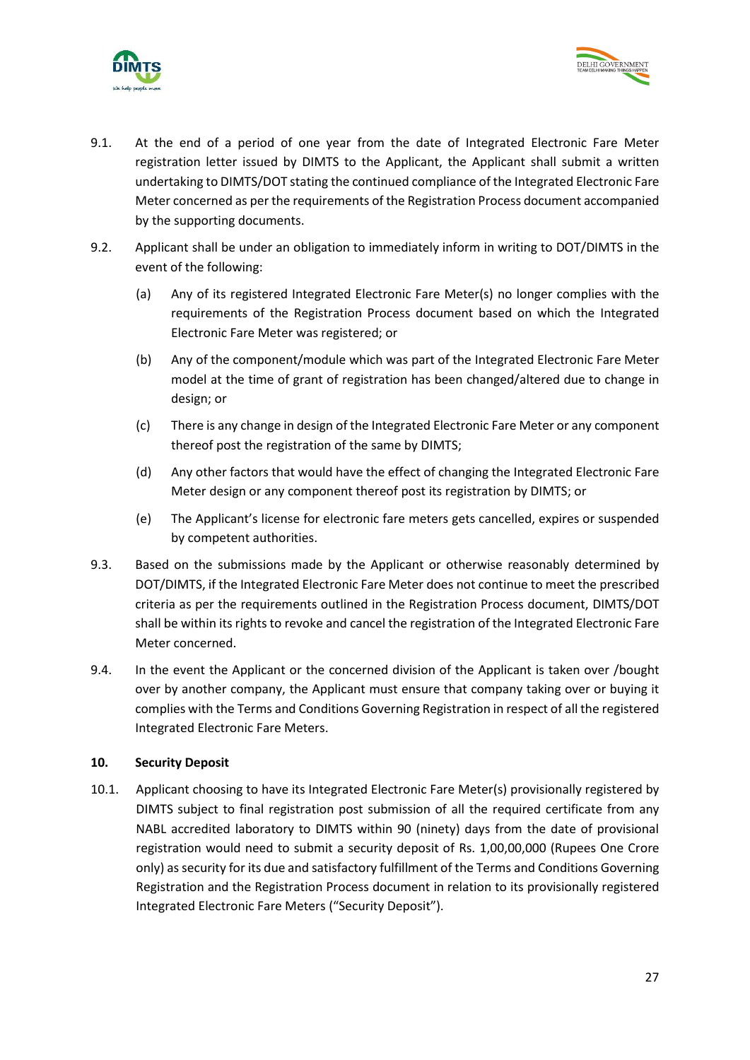9.1. At the end of a period of one year from the date of Integrated Electronic Fare Meter registration letter issued by DIMTS to the Applicant, the Applicant shall submit a written undertaking to DIMTS/DOT stating the continued compliance of the Integrated Electronic Fare Meter concerned as per the requirements of the Registration Process document accompanied by the supporting documents.

9.2. Applicant shall be under an obligation to immediately inform in writing to DOT/DIMTS in the event of the following:

(a) Any of its registered Integrated Electronic Fare Meter(s) no longer complies with the requirements of the Registration Process document based on which the Integrated Electronic Fare Meter was registered; or

(b) Any of the component/module which was part of the Integrated Electronic Fare Meter model at the time of grant of registration has been changed/altered due to change in design; or

(c) There is any change in design of the Integrated Electronic Fare Meter or any component thereof post the registration of the same by DIMTS;

(d) Any other factors that would have the effect of changing the Integrated Electronic Fare Meter design or any component thereof post its registration by DIMTS; or

(e) The Applicant's license for electronic fare meters gets cancelled, expires or suspended by competent authorities.

9.3. Based on the submissions made by the Applicant or otherwise reasonably determined by DOT/DIMTS, if the Integrated Electronic Fare Meter does not continue to meet the prescribed criteria as per the requirements outlined in the Registration Process document, DIMTS/DOT shall be within its rights to revoke and cancel the registration of the Integrated Electronic Fare Meter concerned.

9.4. In the event the Applicant or the concerned division of the Applicant is taken over /bought over by another company, the Applicant must ensure that company taking over or buying it complies with the Terms and Conditions Governing Registration in respect of all the registered Integrated Electronic Fare Meters.

### 10. Security Deposit

10.1. Applicant choosing to have its Integrated Electronic Fare Meter(s) provisionally registered by DIMTS subject to final registration post submission of all the required certificate from any NABL accredited laboratory to DIMTS within 90 (ninety) days from the date of provisional registration would need to submit a security deposit of Rs. 1,00,00,000 (Rupees One Crore only) as security for its due and satisfactory fulfillment of the Terms and Conditions Governing Registration and the Registration Process document in relation to its provisionally registered Integrated Electronic Fare Meters ("Security Deposit").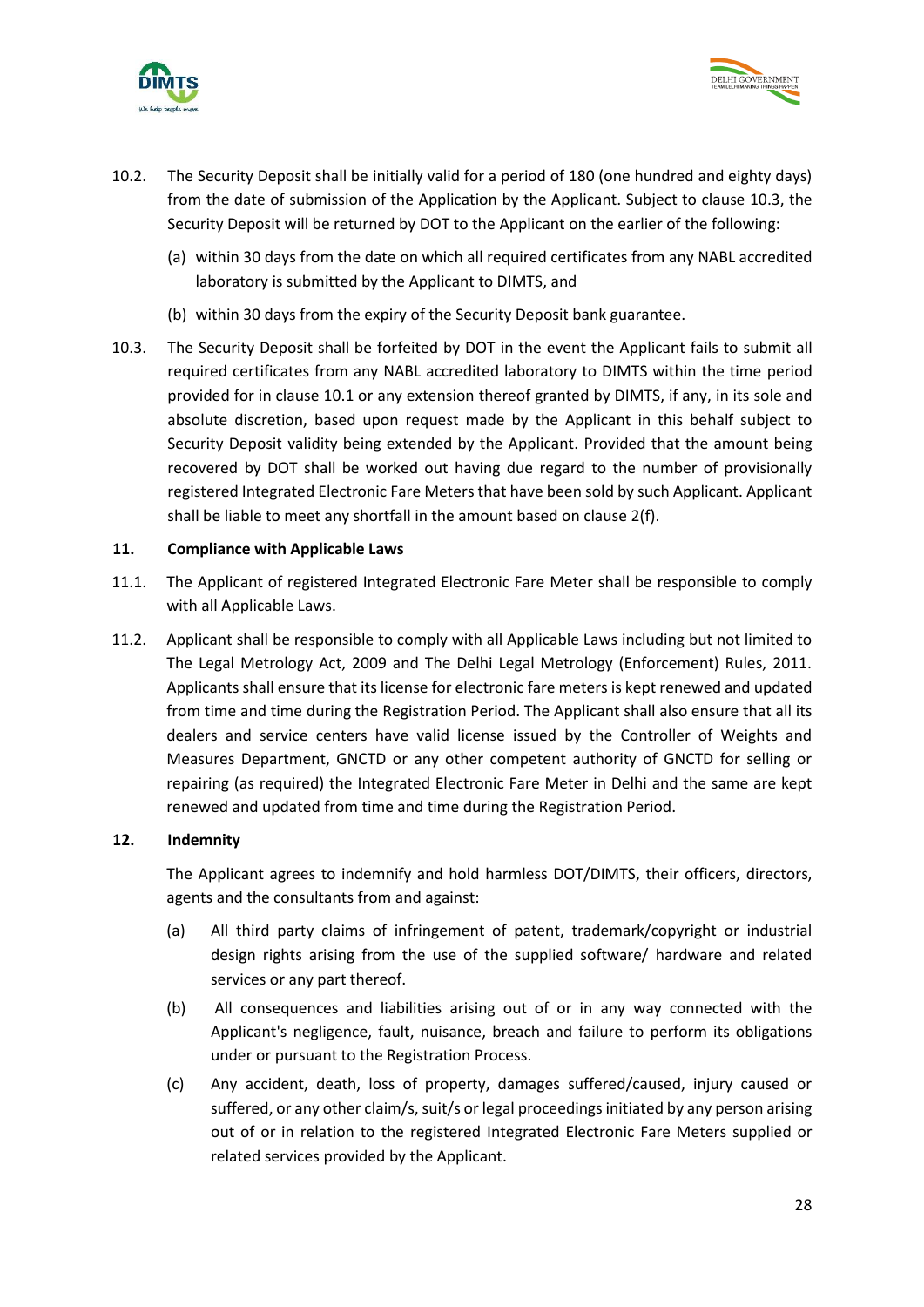10.2. The Security Deposit shall be initially valid for a period of 180 (one hundred and eighty days) from the date of submission of the Application by the Applicant. Subject to clause 10.3, the Security Deposit will be returned by DOT to the Applicant on the earlier of the following:

(a) within 30 days from the date on which all required certificates from any NABL accredited laboratory is submitted by the Applicant to DIMTS, and

(b) within 30 days from the expiry of the Security Deposit bank guarantee.

10.3. The Security Deposit shall be forfeited by DOT in the event the Applicant fails to submit all required certificates from any NABL accredited laboratory to DIMTS within the time period provided for in clause 10.1 or any extension thereof granted by DIMTS, if any, in its sole and absolute discretion, based upon request made by the Applicant in this behalf subject to Security Deposit validity being extended by the Applicant. Provided that the amount being recovered by DOT shall be worked out having due regard to the number of provisionally registered Integrated Electronic Fare Meters that have been sold by such Applicant. Applicant shall be liable to meet any shortfall in the amount based on clause 2(f).

## 11. Compliance with Applicable Laws

11.1. The Applicant of registered Integrated Electronic Fare Meter shall be responsible to comply with all Applicable Laws.

11.2. Applicant shall be responsible to comply with all Applicable Laws including but not limited to The Legal Metrology Act, 2009 and The Delhi Legal Metrology (Enforcement) Rules, 2011. Applicants shall ensure that its license for electronic fare meters is kept renewed and updated from time and time during the Registration Period. The Applicant shall also ensure that all its dealers and service centers have valid license issued by the Controller of Weights and Measures Department, GNCTD or any other competent authority of GNCTD for selling or repairing (as required) the Integrated Electronic Fare Meter in Delhi and the same are kept renewed and updated from time and time during the Registration Period.

## 12. Indemnity

The Applicant agrees to indemnify and hold harmless DOT/DIMTS, their officers, directors, agents and the consultants from and against:

(a) All third party claims of infringement of patent, trademark/copyright or industrial design rights arising from the use of the supplied software/ hardware and related services or any part thereof.

(b) All consequences and liabilities arising out of or in any way connected with the Applicant's negligence, fault, nuisance, breach and failure to perform its obligations under or pursuant to the Registration Process.

(c) Any accident, death, loss of property, damages suffered/caused, injury caused or suffered, or any other claim/s, suit/s or legal proceedings initiated by any person arising out of or in relation to the registered Integrated Electronic Fare Meters supplied or related services provided by the Applicant.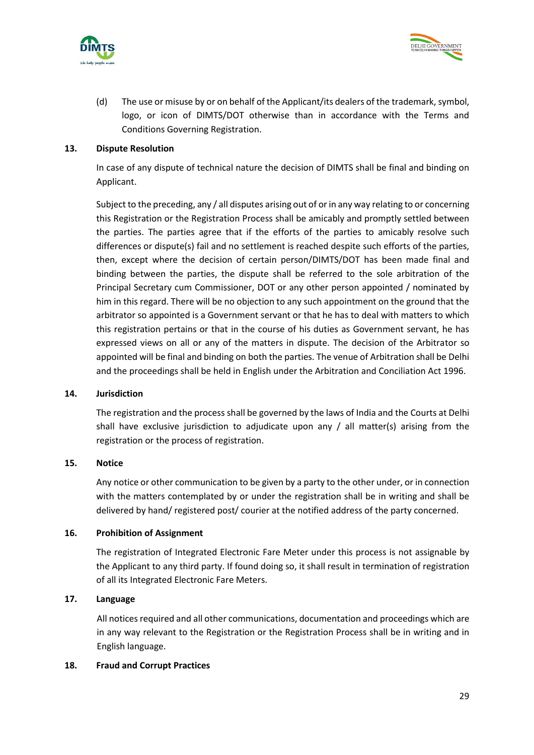(d) The use or misuse by or on behalf of the Applicant/its dealers of the trademark, symbol, logo, or icon of DIMTS/DOT otherwise than in accordance with the Terms and Conditions Governing Registration.

**13. Dispute Resolution**

In case of any dispute of technical nature the decision of DIMTS shall be final and binding on Applicant.

Subject to the preceding, any / all disputes arising out of or in any way relating to or concerning this Registration or the Registration Process shall be amicably and promptly settled between the parties. The parties agree that if the efforts of the parties to amicably resolve such differences or dispute(s) fail and no settlement is reached despite such efforts of the parties, then, except where the decision of certain person/DIMTS/DOT has been made final and binding between the parties, the dispute shall be referred to the sole arbitration of the Principal Secretary cum Commissioner, DOT or any other person appointed / nominated by him in this regard. There will be no objection to any such appointment on the ground that the arbitrator so appointed is a Government servant or that he has to deal with matters to which this registration pertains or that in the course of his duties as Government servant, he has expressed views on all or any of the matters in dispute. The decision of the Arbitrator so appointed will be final and binding on both the parties. The venue of Arbitration shall be Delhi and the proceedings shall be held in English under the Arbitration and Conciliation Act 1996.

**14. Jurisdiction**

The registration and the process shall be governed by the laws of India and the Courts at Delhi shall have exclusive jurisdiction to adjudicate upon any / all matter(s) arising from the registration or the process of registration.

**15. Notice**

Any notice or other communication to be given by a party to the other under, or in connection with the matters contemplated by or under the registration shall be in writing and shall be delivered by hand/ registered post/ courier at the notified address of the party concerned.

**16. Prohibition of Assignment**

The registration of Integrated Electronic Fare Meter under this process is not assignable by the Applicant to any third party. If found doing so, it shall result in termination of registration of all its Integrated Electronic Fare Meters.

**17. Language**

All notices required and all other communications, documentation and proceedings which are in any way relevant to the Registration or the Registration Process shall be in writing and in English language.

**18. Fraud and Corrupt Practices**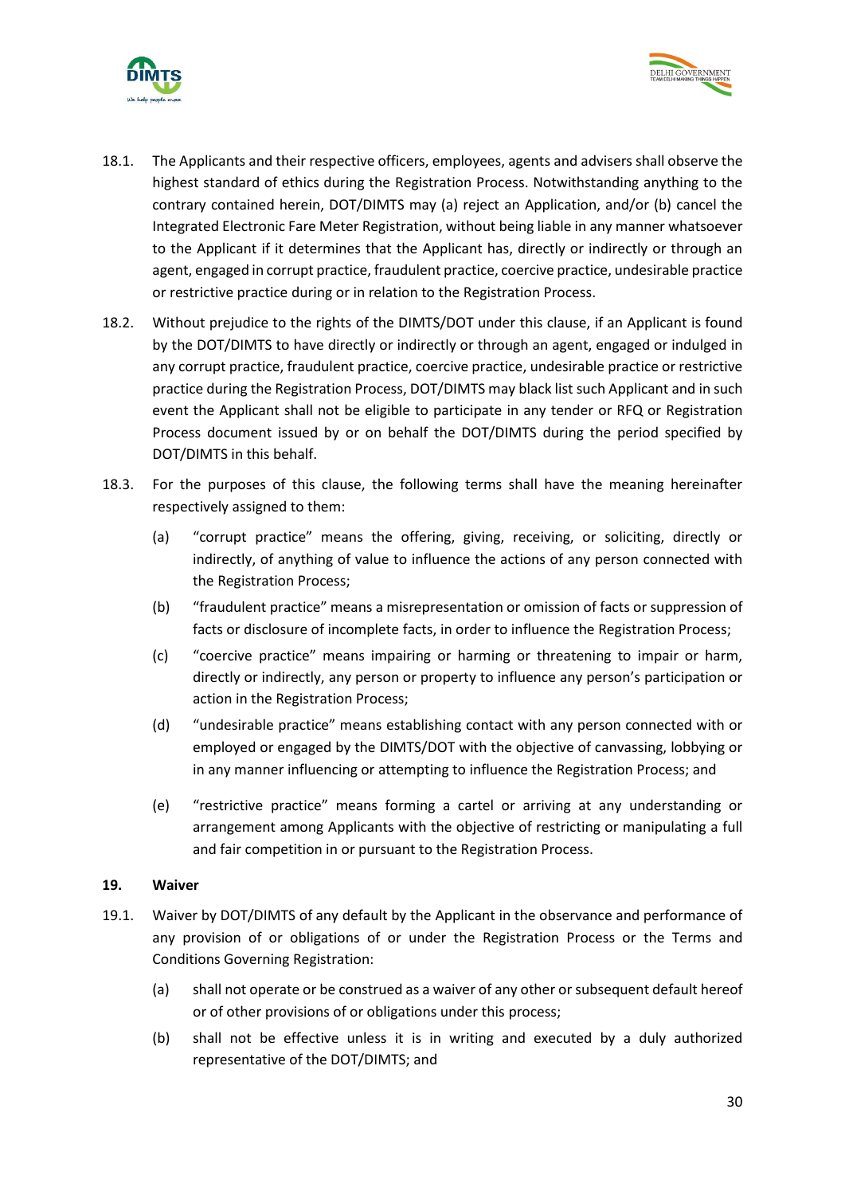18.1. The Applicants and their respective officers, employees, agents and advisers shall observe the highest standard of ethics during the Registration Process. Notwithstanding anything to the contrary contained herein, DOT/DIMTS may (a) reject an Application, and/or (b) cancel the Integrated Electronic Fare Meter Registration, without being liable in any manner whatsoever to the Applicant if it determines that the Applicant has, directly or indirectly or through an agent, engaged in corrupt practice, fraudulent practice, coercive practice, undesirable practice or restrictive practice during or in relation to the Registration Process.

18.2. Without prejudice to the rights of the DIMTS/DOT under this clause, if an Applicant is found by the DOT/DIMTS to have directly or indirectly or through an agent, engaged or indulged in any corrupt practice, fraudulent practice, coercive practice, undesirable practice or restrictive practice during the Registration Process, DOT/DIMTS may black list such Applicant and in such event the Applicant shall not be eligible to participate in any tender or RFQ or Registration Process document issued by or on behalf the DOT/DIMTS during the period specified by DOT/DIMTS in this behalf.

18.3. For the purposes of this clause, the following terms shall have the meaning hereinafter respectively assigned to them:

(a) "corrupt practice" means the offering, giving, receiving, or soliciting, directly or indirectly, of anything of value to influence the actions of any person connected with the Registration Process;

(b) "fraudulent practice" means a misrepresentation or omission of facts or suppression of facts or disclosure of incomplete facts, in order to influence the Registration Process;

(c) "coercive practice" means impairing or harming or threatening to impair or harm, directly or indirectly, any person or property to influence any person's participation or action in the Registration Process;

(d) "undesirable practice" means establishing contact with any person connected with or employed or engaged by the DIMTS/DOT with the objective of canvassing, lobbying or in any manner influencing or attempting to influence the Registration Process; and

(e) "restrictive practice" means forming a cartel or arriving at any understanding or arrangement among Applicants with the objective of restricting or manipulating a full and fair competition in or pursuant to the Registration Process.

## 19. Waiver

19.1. Waiver by DOT/DIMTS of any default by the Applicant in the observance and performance of any provision of or obligations of or under the Registration Process or the Terms and Conditions Governing Registration:

(a) shall not operate or be construed as a waiver of any other or subsequent default hereof or of other provisions of or obligations under this process;

(b) shall not be effective unless it is in writing and executed by a duly authorized representative of the DOT/DIMTS; and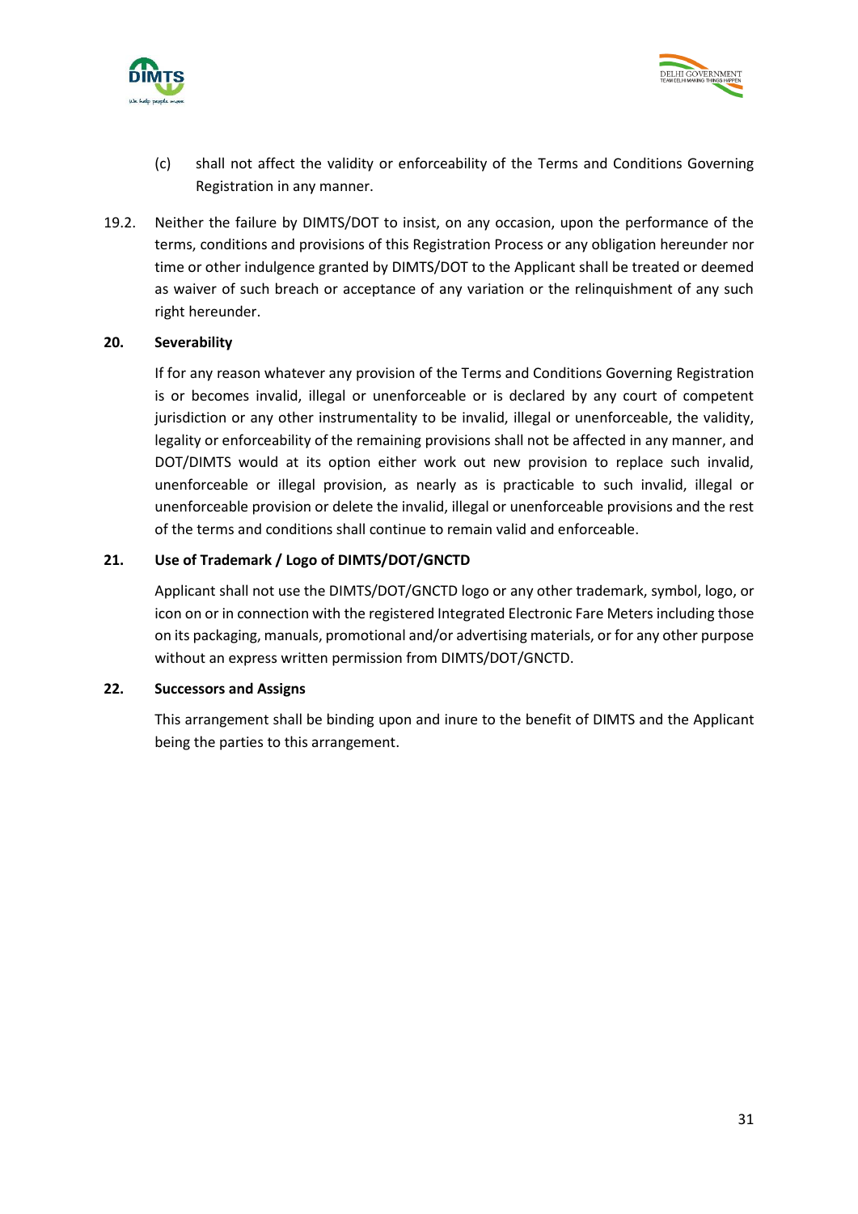(c) shall not affect the validity or enforceability of the Terms and Conditions Governing Registration in any manner.

19.2. Neither the failure by DIMTS/DOT to insist, on any occasion, upon the performance of the terms, conditions and provisions of this Registration Process or any obligation hereunder nor time or other indulgence granted by DIMTS/DOT to the Applicant shall be treated or deemed as waiver of such breach or acceptance of any variation or the relinquishment of any such right hereunder.

## 20. Severability

If for any reason whatever any provision of the Terms and Conditions Governing Registration is or becomes invalid, illegal or unenforceable or is declared by any court of competent jurisdiction or any other instrumentality to be invalid, illegal or unenforceable, the validity, legality or enforceability of the remaining provisions shall not be affected in any manner, and DOT/DIMTS would at its option either work out new provision to replace such invalid, unenforceable or illegal provision, as nearly as is practicable to such invalid, illegal or unenforceable provision or delete the invalid, illegal or unenforceable provisions and the rest of the terms and conditions shall continue to remain valid and enforceable.

## 21. Use of Trademark / Logo of DIMTS/DOT/GNCTD

Applicant shall not use the DIMTS/DOT/GNCTD logo or any other trademark, symbol, logo, or icon on or in connection with the registered Integrated Electronic Fare Meters including those on its packaging, manuals, promotional and/or advertising materials, or for any other purpose without an express written permission from DIMTS/DOT/GNCTD.

## 22. Successors and Assigns

This arrangement shall be binding upon and inure to the benefit of DIMTS and the Applicant being the parties to this arrangement.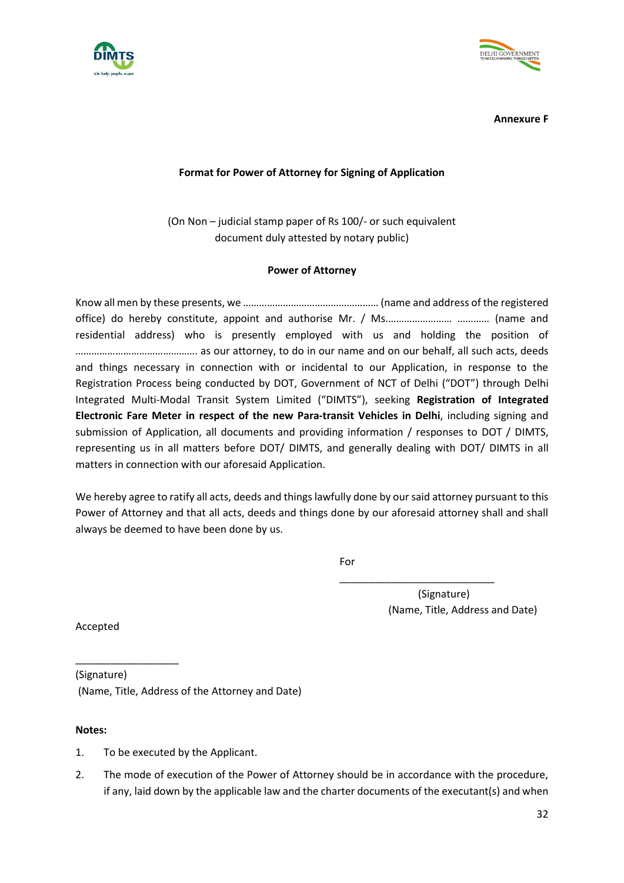**Annexure F**

**Format for Power of Attorney for Signing of Application**

(On Non – judicial stamp paper of Rs 100/- or such equivalent document duly attested by notary public)

**Power of Attorney**

Know all men by these presents, we …………………………………………… (name and address of the registered office) do hereby constitute, appoint and authorise Mr. / Ms.…………………… ………… (name and residential address) who is presently employed with us and holding the position of ……………………………………. as our attorney, to do in our name and on our behalf, all such acts, deeds and things necessary in connection with or incidental to our Application, in response to the Registration Process being conducted by DOT, Government of NCT of Delhi ("DOT") through Delhi Integrated Multi-Modal Transit System Limited ("DIMTS"), seeking **Registration of Integrated Electronic Fare Meter in respect of the new Para-transit Vehicles in Delhi**, including signing and submission of Application, all documents and providing information / responses to DOT / DIMTS, representing us in all matters before DOT/ DIMTS, and generally dealing with DOT/ DIMTS in all matters in connection with our aforesaid Application.

We hereby agree to ratify all acts, deeds and things lawfully done by our said attorney pursuant to this Power of Attorney and that all acts, deeds and things done by our aforesaid attorney shall and shall always be deemed to have been done by us.

For

___________________________

(Signature)

(Name, Title, Address and Date)

Accepted

__________________

(Signature)

(Name, Title, Address of the Attorney and Date)

**Notes:**

1. To be executed by the Applicant.
2. The mode of execution of the Power of Attorney should be in accordance with the procedure, if any, laid down by the applicable law and the charter documents of the executant(s) and when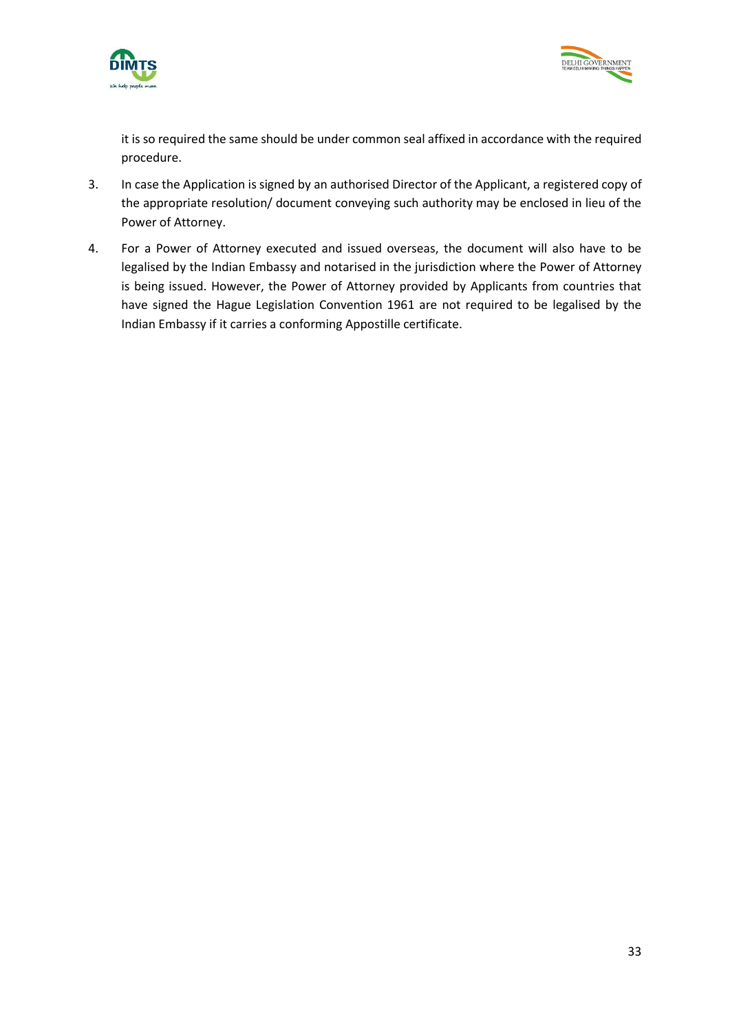it is so required the same should be under common seal affixed in accordance with the required procedure.

3. In case the Application is signed by an authorised Director of the Applicant, a registered copy of the appropriate resolution/ document conveying such authority may be enclosed in lieu of the Power of Attorney.

4. For a Power of Attorney executed and issued overseas, the document will also have to be legalised by the Indian Embassy and notarised in the jurisdiction where the Power of Attorney is being issued. However, the Power of Attorney provided by Applicants from countries that have signed the Hague Legislation Convention 1961 are not required to be legalised by the Indian Embassy if it carries a conforming Appostille certificate.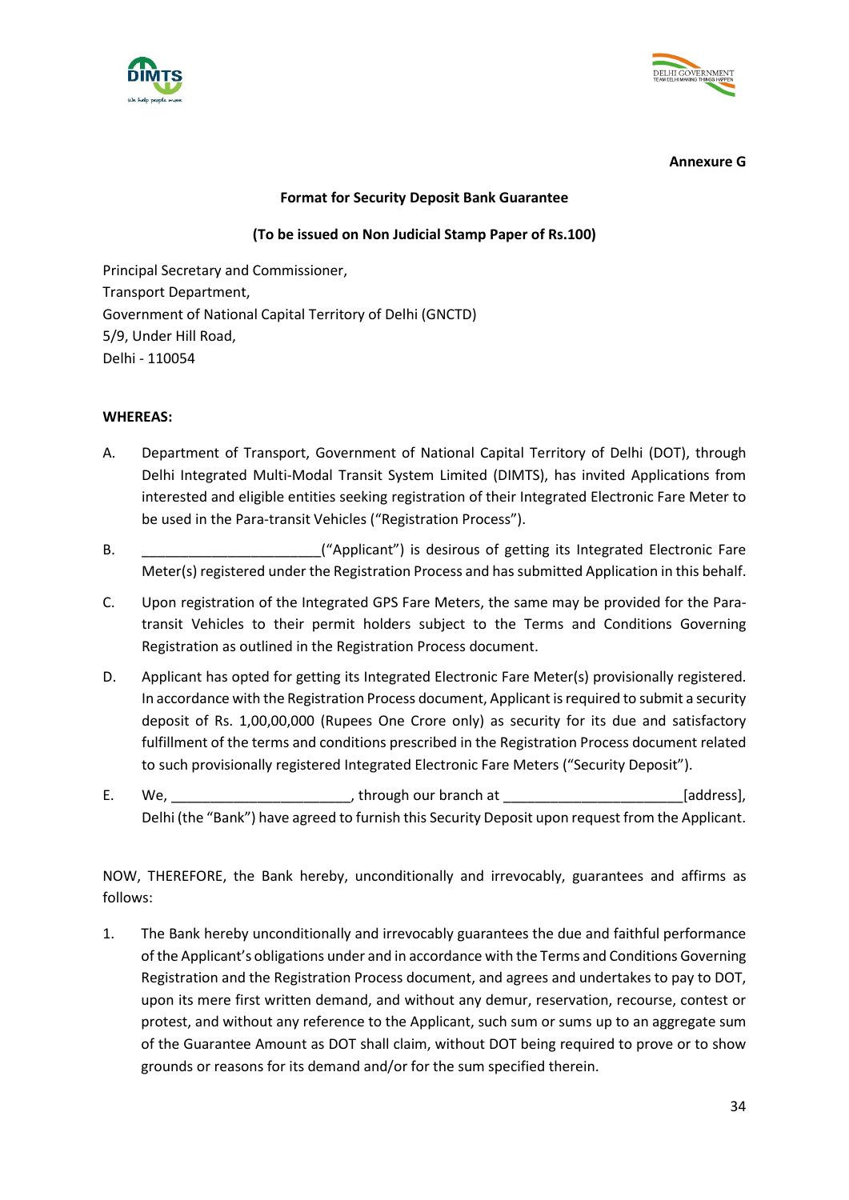**Annexure G**

**Format for Security Deposit Bank Guarantee**

**(To be issued on Non Judicial Stamp Paper of Rs.100)**

Principal Secretary and Commissioner,
Transport Department,
Government of National Capital Territory of Delhi (GNCTD)
5/9, Under Hill Road,
Delhi - 110054

**WHEREAS:**

A. Department of Transport, Government of National Capital Territory of Delhi (DOT), through Delhi Integrated Multi-Modal Transit System Limited (DIMTS), has invited Applications from interested and eligible entities seeking registration of their Integrated Electronic Fare Meter to be used in the Para-transit Vehicles ("Registration Process").

B. ______________________("Applicant") is desirous of getting its Integrated Electronic Fare Meter(s) registered under the Registration Process and has submitted Application in this behalf.

C. Upon registration of the Integrated GPS Fare Meters, the same may be provided for the Para-transit Vehicles to their permit holders subject to the Terms and Conditions Governing Registration as outlined in the Registration Process document.

D. Applicant has opted for getting its Integrated Electronic Fare Meter(s) provisionally registered. In accordance with the Registration Process document, Applicant is required to submit a security deposit of Rs. 1,00,00,000 (Rupees One Crore only) as security for its due and satisfactory fulfillment of the terms and conditions prescribed in the Registration Process document related to such provisionally registered Integrated Electronic Fare Meters ("Security Deposit").

E. We, ______________________, through our branch at ______________________[address], Delhi (the "Bank") have agreed to furnish this Security Deposit upon request from the Applicant.

NOW, THEREFORE, the Bank hereby, unconditionally and irrevocably, guarantees and affirms as follows:

1. The Bank hereby unconditionally and irrevocably guarantees the due and faithful performance of the Applicant's obligations under and in accordance with the Terms and Conditions Governing Registration and the Registration Process document, and agrees and undertakes to pay to DOT, upon its mere first written demand, and without any demur, reservation, recourse, contest or protest, and without any reference to the Applicant, such sum or sums up to an aggregate sum of the Guarantee Amount as DOT shall claim, without DOT being required to prove or to show grounds or reasons for its demand and/or for the sum specified therein.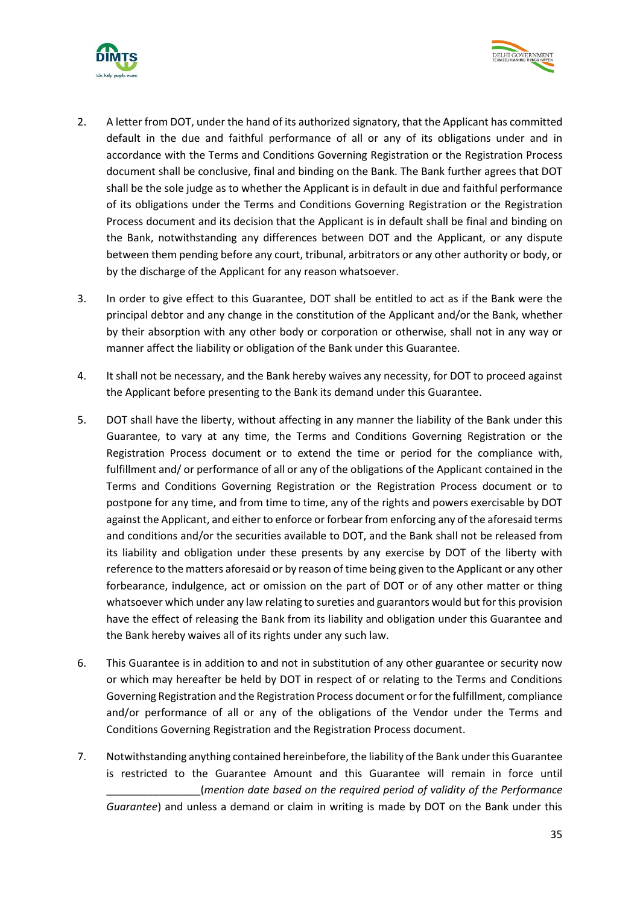2. A letter from DOT, under the hand of its authorized signatory, that the Applicant has committed default in the due and faithful performance of all or any of its obligations under and in accordance with the Terms and Conditions Governing Registration or the Registration Process document shall be conclusive, final and binding on the Bank. The Bank further agrees that DOT shall be the sole judge as to whether the Applicant is in default in due and faithful performance of its obligations under the Terms and Conditions Governing Registration or the Registration Process document and its decision that the Applicant is in default shall be final and binding on the Bank, notwithstanding any differences between DOT and the Applicant, or any dispute between them pending before any court, tribunal, arbitrators or any other authority or body, or by the discharge of the Applicant for any reason whatsoever.

3. In order to give effect to this Guarantee, DOT shall be entitled to act as if the Bank were the principal debtor and any change in the constitution of the Applicant and/or the Bank, whether by their absorption with any other body or corporation or otherwise, shall not in any way or manner affect the liability or obligation of the Bank under this Guarantee.

4. It shall not be necessary, and the Bank hereby waives any necessity, for DOT to proceed against the Applicant before presenting to the Bank its demand under this Guarantee.

5. DOT shall have the liberty, without affecting in any manner the liability of the Bank under this Guarantee, to vary at any time, the Terms and Conditions Governing Registration or the Registration Process document or to extend the time or period for the compliance with, fulfillment and/ or performance of all or any of the obligations of the Applicant contained in the Terms and Conditions Governing Registration or the Registration Process document or to postpone for any time, and from time to time, any of the rights and powers exercisable by DOT against the Applicant, and either to enforce or forbear from enforcing any of the aforesaid terms and conditions and/or the securities available to DOT, and the Bank shall not be released from its liability and obligation under these presents by any exercise by DOT of the liberty with reference to the matters aforesaid or by reason of time being given to the Applicant or any other forbearance, indulgence, act or omission on the part of DOT or of any other matter or thing whatsoever which under any law relating to sureties and guarantors would but for this provision have the effect of releasing the Bank from its liability and obligation under this Guarantee and the Bank hereby waives all of its rights under any such law.

6. This Guarantee is in addition to and not in substitution of any other guarantee or security now or which may hereafter be held by DOT in respect of or relating to the Terms and Conditions Governing Registration and the Registration Process document or for the fulfillment, compliance and/or performance of all or any of the obligations of the Vendor under the Terms and Conditions Governing Registration and the Registration Process document.

7. Notwithstanding anything contained hereinbefore, the liability of the Bank under this Guarantee is restricted to the Guarantee Amount and this Guarantee will remain in force until ________________(*mention date based on the required period of validity of the Performance Guarantee*) and unless a demand or claim in writing is made by DOT on the Bank under this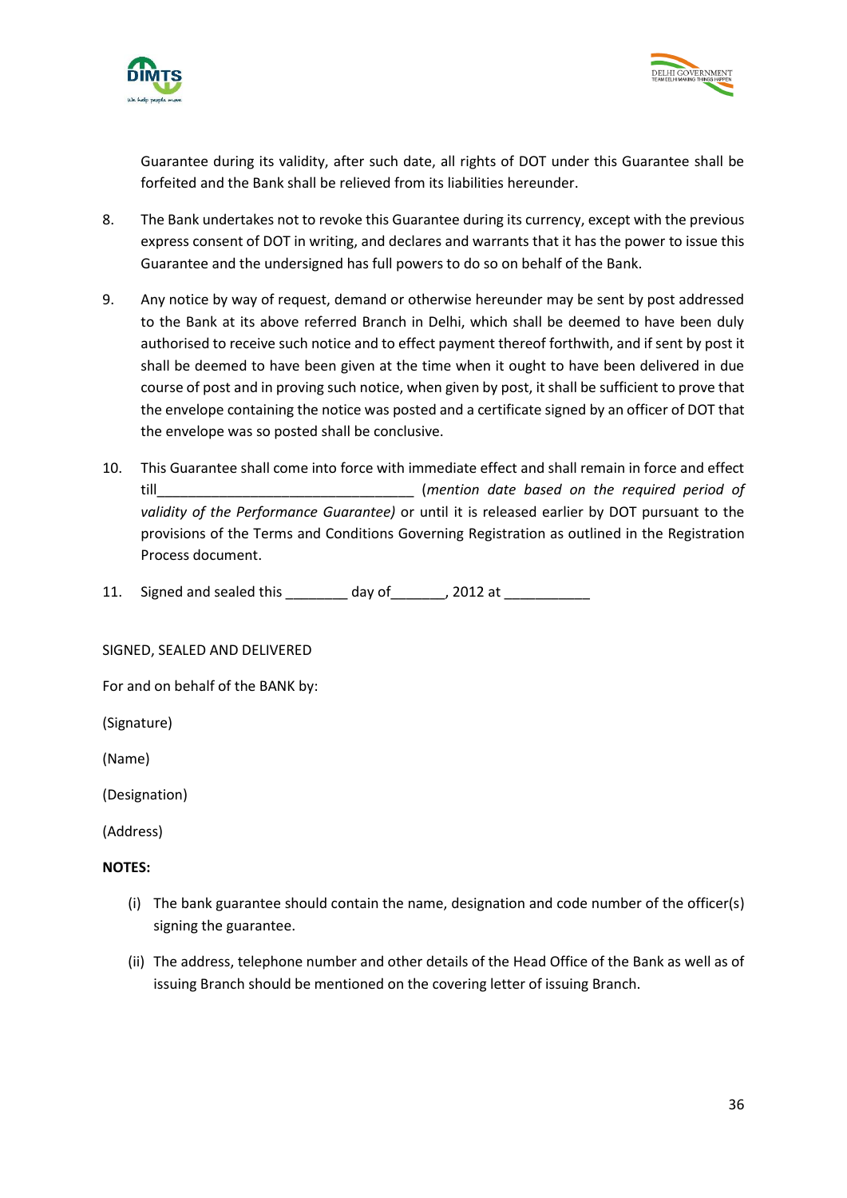Guarantee during its validity, after such date, all rights of DOT under this Guarantee shall be forfeited and the Bank shall be relieved from its liabilities hereunder.

8. The Bank undertakes not to revoke this Guarantee during its currency, except with the previous express consent of DOT in writing, and declares and warrants that it has the power to issue this Guarantee and the undersigned has full powers to do so on behalf of the Bank.

9. Any notice by way of request, demand or otherwise hereunder may be sent by post addressed to the Bank at its above referred Branch in Delhi, which shall be deemed to have been duly authorised to receive such notice and to effect payment thereof forthwith, and if sent by post it shall be deemed to have been given at the time when it ought to have been delivered in due course of post and in proving such notice, when given by post, it shall be sufficient to prove that the envelope containing the notice was posted and a certificate signed by an officer of DOT that the envelope was so posted shall be conclusive.

10. This Guarantee shall come into force with immediate effect and shall remain in force and effect till_________________________________ (*mention date based on the required period of validity of the Performance Guarantee)* or until it is released earlier by DOT pursuant to the provisions of the Terms and Conditions Governing Registration as outlined in the Registration Process document.

11. Signed and sealed this ________ day of_______, 2012 at ___________

SIGNED, SEALED AND DELIVERED

For and on behalf of the BANK by:

(Signature)

(Name)

(Designation)

(Address)

**NOTES:**

(i) The bank guarantee should contain the name, designation and code number of the officer(s) signing the guarantee.

(ii) The address, telephone number and other details of the Head Office of the Bank as well as of issuing Branch should be mentioned on the covering letter of issuing Branch.